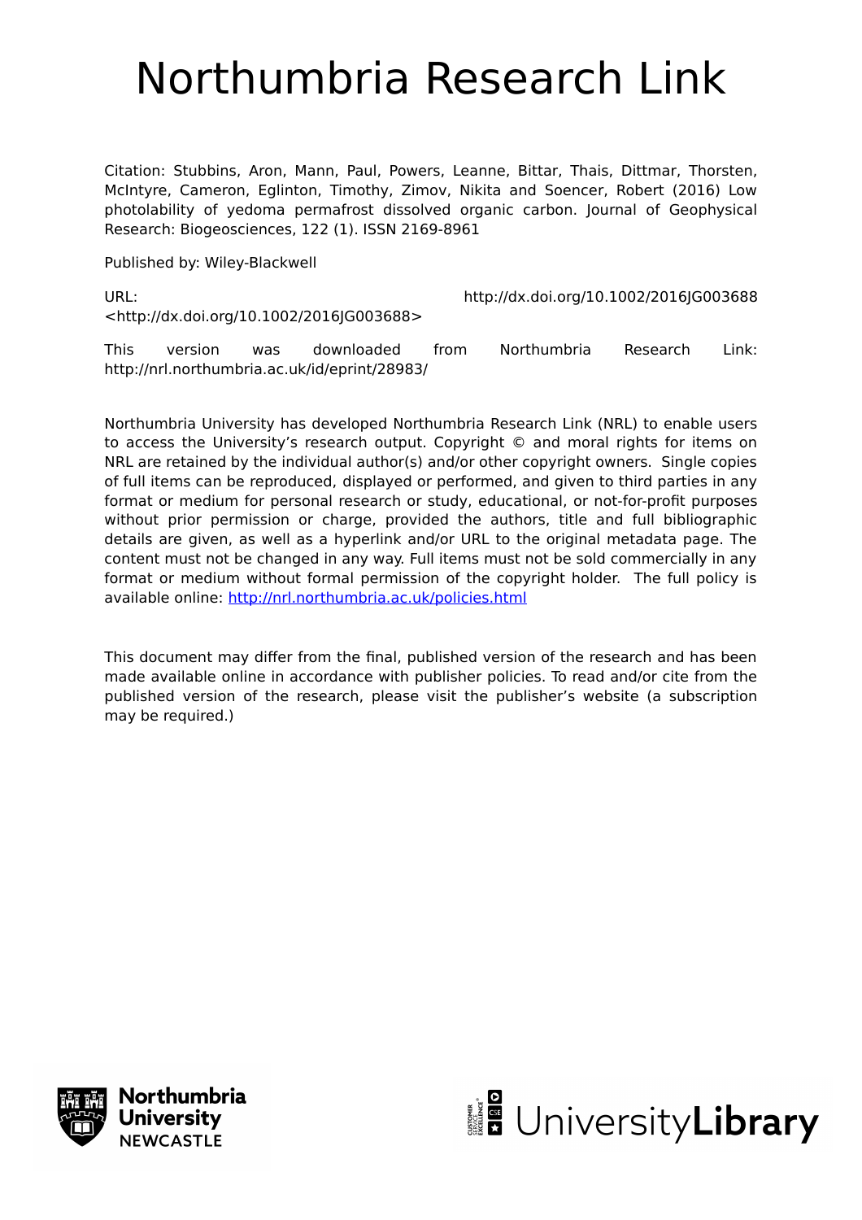# Northumbria Research Link

Citation: Stubbins, Aron, Mann, Paul, Powers, Leanne, Bittar, Thais, Dittmar, Thorsten, McIntyre, Cameron, Eglinton, Timothy, Zimov, Nikita and Soencer, Robert (2016) Low photolability of yedoma permafrost dissolved organic carbon. Journal of Geophysical Research: Biogeosciences, 122 (1). ISSN 2169-8961

Published by: Wiley-Blackwell

URL: http://dx.doi.org/10.1002/2016JG003688 <http://dx.doi.org/10.1002/2016JG003688>

This version was downloaded from Northumbria Research Link: http://nrl.northumbria.ac.uk/id/eprint/28983/

Northumbria University has developed Northumbria Research Link (NRL) to enable users to access the University's research output. Copyright © and moral rights for items on NRL are retained by the individual author(s) and/or other copyright owners. Single copies of full items can be reproduced, displayed or performed, and given to third parties in any format or medium for personal research or study, educational, or not-for-profit purposes without prior permission or charge, provided the authors, title and full bibliographic details are given, as well as a hyperlink and/or URL to the original metadata page. The content must not be changed in any way. Full items must not be sold commercially in any format or medium without formal permission of the copyright holder. The full policy is available online: http://nrl.northumbria.ac.uk/policies.html

This document may differ from the final, published version of the research and has been made available online in accordance with publisher policies. To read and/or cite from the published version of the research, please visit the publisher's website (a subscription may be required.)

Northumbria University NEWCASTLE

UniversityLibrary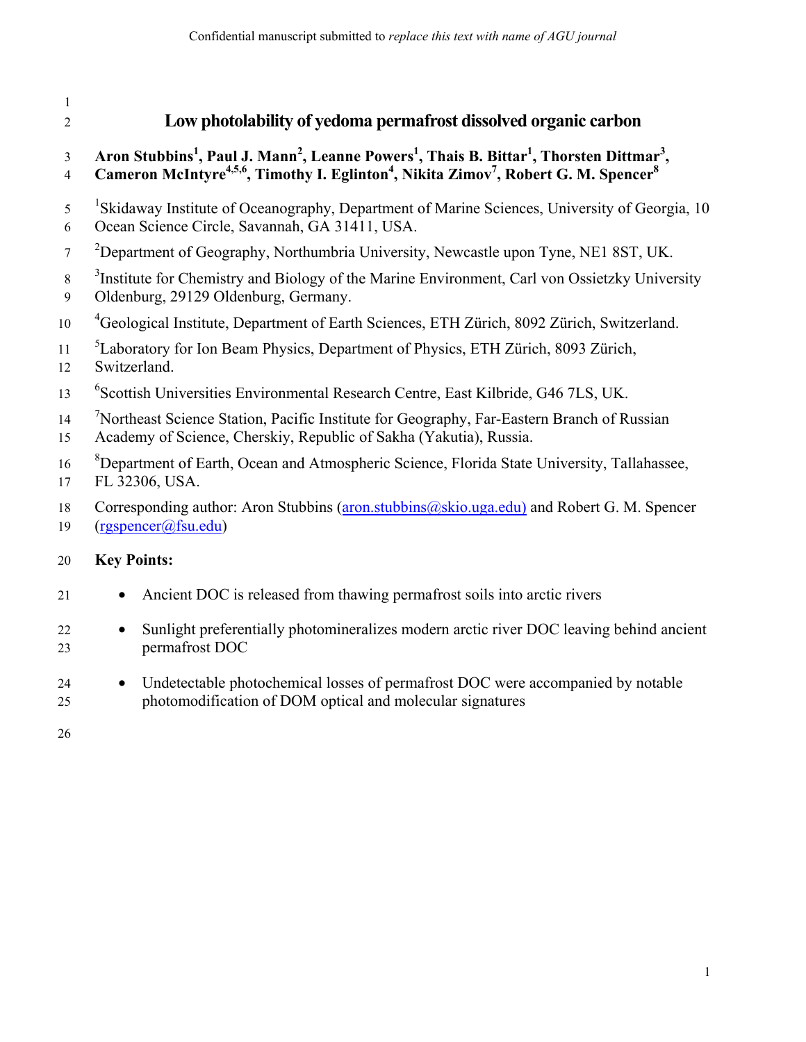# Low photolability of yedoma permafrost dissolved organic carbon

**Aron Stubbins[1], Paul J. Mann[2], Leanne Powers[1], Thais B. Bittar[1], Thorsten Dittmar[3], Cameron McIntyre[4,5,6], Timothy I. Eglinton[4], Nikita Zimov[7], Robert G. M. Spencer[8]**

[1]Skidaway Institute of Oceanography, Department of Marine Sciences, University of Georgia, 10 Ocean Science Circle, Savannah, GA 31411, USA.

[2]Department of Geography, Northumbria University, Newcastle upon Tyne, NE1 8ST, UK.

[3]Institute for Chemistry and Biology of the Marine Environment, Carl von Ossietzky University Oldenburg, 29129 Oldenburg, Germany.

[4]Geological Institute, Department of Earth Sciences, ETH Zürich, 8092 Zürich, Switzerland.

[5]Laboratory for Ion Beam Physics, Department of Physics, ETH Zürich, 8093 Zürich, Switzerland.

[6]Scottish Universities Environmental Research Centre, East Kilbride, G46 7LS, UK.

[7]Northeast Science Station, Pacific Institute for Geography, Far-Eastern Branch of Russian Academy of Science, Cherskiy, Republic of Sakha (Yakutia), Russia.

[8]Department of Earth, Ocean and Atmospheric Science, Florida State University, Tallahassee, FL 32306, USA.

Corresponding author: Aron Stubbins (aron.stubbins@skio.uga.edu) and Robert G. M. Spencer (rgspencer@fsu.edu)

**Key Points:**

- Ancient DOC is released from thawing permafrost soils into arctic rivers
- Sunlight preferentially photomineralizes modern arctic river DOC leaving behind ancient permafrost DOC
- Undetectable photochemical losses of permafrost DOC were accompanied by notable photomodification of DOM optical and molecular signatures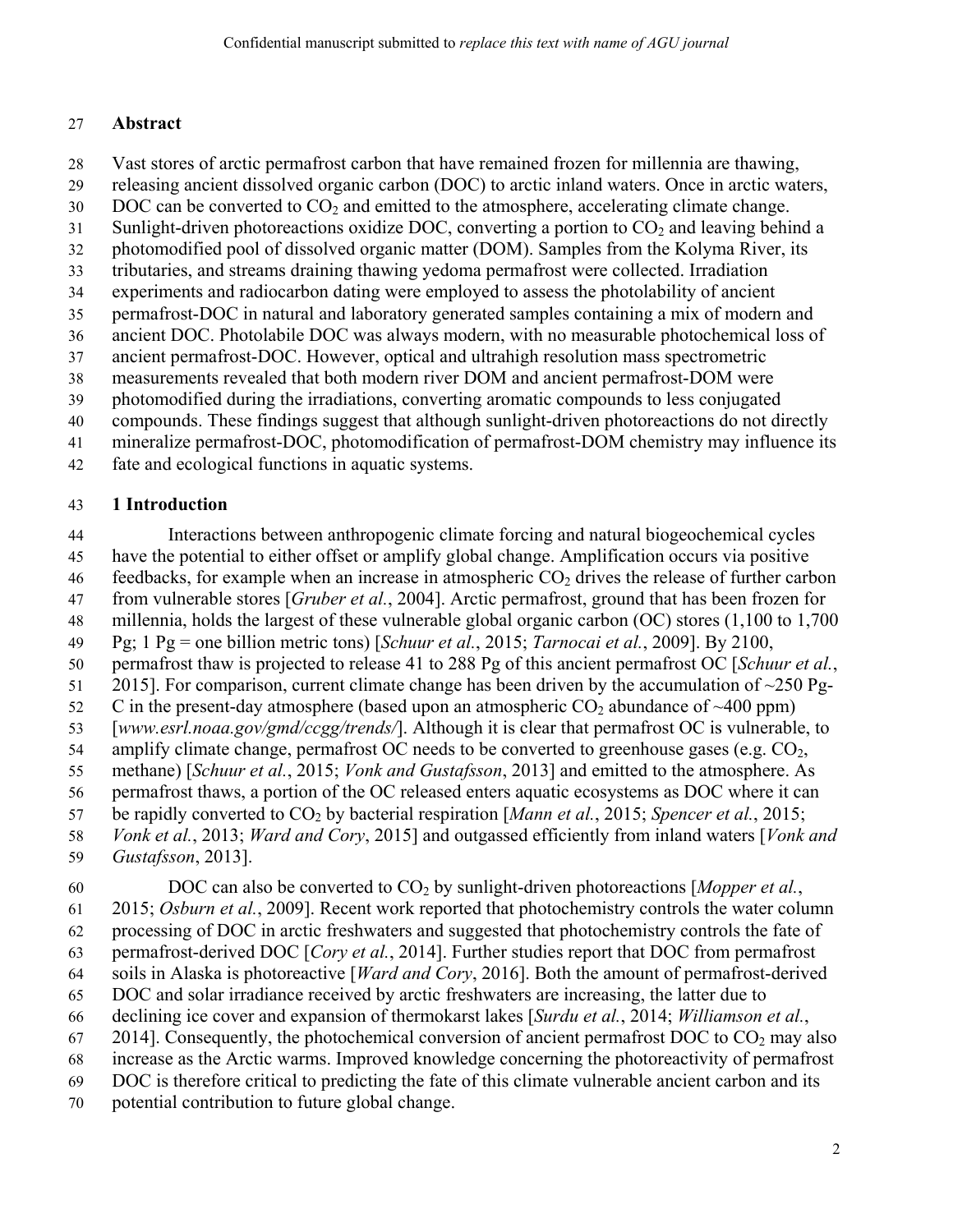## Abstract

Vast stores of arctic permafrost carbon that have remained frozen for millennia are thawing, releasing ancient dissolved organic carbon (DOC) to arctic inland waters. Once in arctic waters, DOC can be converted to $CO_2$ and emitted to the atmosphere, accelerating climate change. Sunlight-driven photoreactions oxidize DOC, converting a portion to $CO_2$ and leaving behind a photomodified pool of dissolved organic matter (DOM). Samples from the Kolyma River, its tributaries, and streams draining thawing yedoma permafrost were collected. Irradiation experiments and radiocarbon dating were employed to assess the photolability of ancient permafrost-DOC in natural and laboratory generated samples containing a mix of modern and ancient DOC. Photolabile DOC was always modern, with no measurable photochemical loss of ancient permafrost-DOC. However, optical and ultrahigh resolution mass spectrometric measurements revealed that both modern river DOM and ancient permafrost-DOM were photomodified during the irradiations, converting aromatic compounds to less conjugated compounds. These findings suggest that although sunlight-driven photoreactions do not directly mineralize permafrost-DOC, photomodification of permafrost-DOM chemistry may influence its fate and ecological functions in aquatic systems.

## 1 Introduction

Interactions between anthropogenic climate forcing and natural biogeochemical cycles have the potential to either offset or amplify global change. Amplification occurs via positive feedbacks, for example when an increase in atmospheric $CO_2$ drives the release of further carbon from vulnerable stores [*Gruber et al.*, 2004]. Arctic permafrost, ground that has been frozen for millennia, holds the largest of these vulnerable global organic carbon (OC) stores (1,100 to 1,700 Pg; 1 Pg = one billion metric tons) [*Schuur et al.*, 2015; *Tarnocai et al.*, 2009]. By 2100, permafrost thaw is projected to release 41 to 288 Pg of this ancient permafrost OC [*Schuur et al.*, 2015]. For comparison, current climate change has been driven by the accumulation of ~250 Pg-C in the present-day atmosphere (based upon an atmospheric $CO_2$ abundance of ~400 ppm) [*www.esrl.noaa.gov/gmd/ccgg/trends/*]. Although it is clear that permafrost OC is vulnerable, to amplify climate change, permafrost OC needs to be converted to greenhouse gases (e.g. $CO_2$, methane) [*Schuur et al.*, 2015; *Vonk and Gustafsson*, 2013] and emitted to the atmosphere. As permafrost thaws, a portion of the OC released enters aquatic ecosystems as DOC where it can be rapidly converted to $CO_2$ by bacterial respiration [*Mann et al.*, 2015; *Spencer et al.*, 2015; *Vonk et al.*, 2013; *Ward and Cory*, 2015] and outgassed efficiently from inland waters [*Vonk and Gustafsson*, 2013].

DOC can also be converted to $CO_2$ by sunlight-driven photoreactions [*Mopper et al.*, 2015; *Osburn et al.*, 2009]. Recent work reported that photochemistry controls the water column processing of DOC in arctic freshwaters and suggested that photochemistry controls the fate of permafrost-derived DOC [*Cory et al.*, 2014]. Further studies report that DOC from permafrost soils in Alaska is photoreactive [*Ward and Cory*, 2016]. Both the amount of permafrost-derived DOC and solar irradiance received by arctic freshwaters are increasing, the latter due to declining ice cover and expansion of thermokarst lakes [*Surdu et al.*, 2014; *Williamson et al.*, 2014]. Consequently, the photochemical conversion of ancient permafrost DOC to $CO_2$ may also increase as the Arctic warms. Improved knowledge concerning the photoreactivity of permafrost DOC is therefore critical to predicting the fate of this climate vulnerable ancient carbon and its potential contribution to future global change.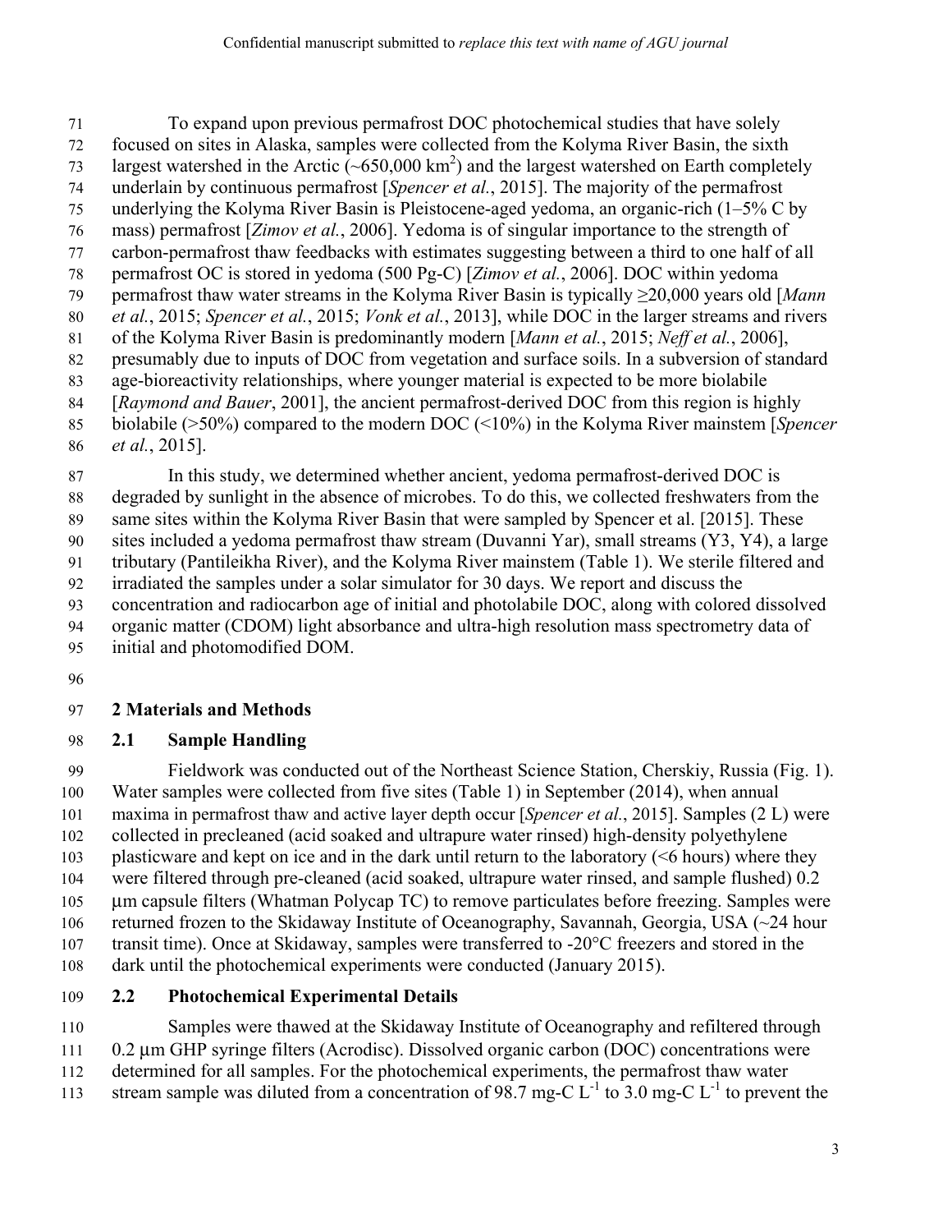To expand upon previous permafrost DOC photochemical studies that have solely focused on sites in Alaska, samples were collected from the Kolyma River Basin, the sixth largest watershed in the Arctic (~650,000 km$^2$) and the largest watershed on Earth completely underlain by continuous permafrost [*Spencer et al.*, 2015]. The majority of the permafrost underlying the Kolyma River Basin is Pleistocene-aged yedoma, an organic-rich (1–5% C by mass) permafrost [*Zimov et al.*, 2006]. Yedoma is of singular importance to the strength of carbon-permafrost thaw feedbacks with estimates suggesting between a third to one half of all permafrost OC is stored in yedoma (500 Pg-C) [*Zimov et al.*, 2006]. DOC within yedoma permafrost thaw water streams in the Kolyma River Basin is typically ≥20,000 years old [*Mann et al.*, 2015; *Spencer et al.*, 2015; *Vonk et al.*, 2013], while DOC in the larger streams and rivers of the Kolyma River Basin is predominantly modern [*Mann et al.*, 2015; *Neff et al.*, 2006], presumably due to inputs of DOC from vegetation and surface soils. In a subversion of standard age-bioreactivity relationships, where younger material is expected to be more biolabile [*Raymond and Bauer*, 2001], the ancient permafrost-derived DOC from this region is highly biolabile (>50%) compared to the modern DOC (<10%) in the Kolyma River mainstem [*Spencer et al.*, 2015].

In this study, we determined whether ancient, yedoma permafrost-derived DOC is degraded by sunlight in the absence of microbes. To do this, we collected freshwaters from the same sites within the Kolyma River Basin that were sampled by Spencer et al. [2015]. These sites included a yedoma permafrost thaw stream (Duvanni Yar), small streams (Y3, Y4), a large tributary (Pantileikha River), and the Kolyma River mainstem (Table 1). We sterile filtered and irradiated the samples under a solar simulator for 30 days. We report and discuss the concentration and radiocarbon age of initial and photolabile DOC, along with colored dissolved organic matter (CDOM) light absorbance and ultra-high resolution mass spectrometry data of initial and photomodified DOM.

# 2 Materials and Methods

## 2.1 Sample Handling

Fieldwork was conducted out of the Northeast Science Station, Cherskiy, Russia (Fig. 1). Water samples were collected from five sites (Table 1) in September (2014), when annual maxima in permafrost thaw and active layer depth occur [*Spencer et al.*, 2015]. Samples (2 L) were collected in precleaned (acid soaked and ultrapure water rinsed) high-density polyethylene plasticware and kept on ice and in the dark until return to the laboratory (<6 hours) where they were filtered through pre-cleaned (acid soaked, ultrapure water rinsed, and sample flushed) 0.2 µm capsule filters (Whatman Polycap TC) to remove particulates before freezing. Samples were returned frozen to the Skidaway Institute of Oceanography, Savannah, Georgia, USA (~24 hour transit time). Once at Skidaway, samples were transferred to -20°C freezers and stored in the dark until the photochemical experiments were conducted (January 2015).

## 2.2 Photochemical Experimental Details

Samples were thawed at the Skidaway Institute of Oceanography and refiltered through 0.2 µm GHP syringe filters (Acrodisc). Dissolved organic carbon (DOC) concentrations were determined for all samples. For the photochemical experiments, the permafrost thaw water stream sample was diluted from a concentration of 98.7 mg-C L$^{-1}$ to 3.0 mg-C L$^{-1}$ to prevent the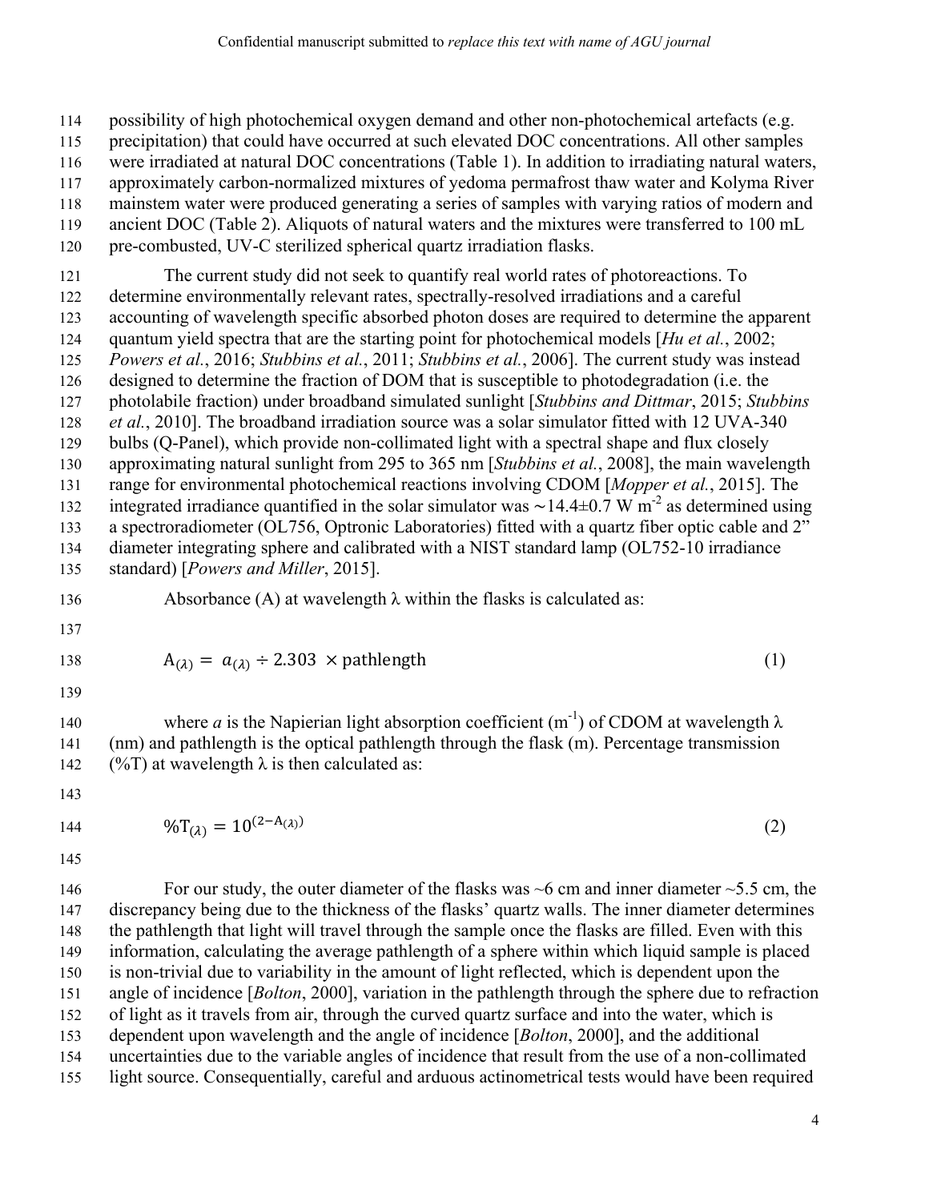possibility of high photochemical oxygen demand and other non-photochemical artefacts (e.g. precipitation) that could have occurred at such elevated DOC concentrations. All other samples were irradiated at natural DOC concentrations (Table 1). In addition to irradiating natural waters, approximately carbon-normalized mixtures of yedoma permafrost thaw water and Kolyma River mainstem water were produced generating a series of samples with varying ratios of modern and ancient DOC (Table 2). Aliquots of natural waters and the mixtures were transferred to 100 mL pre-combusted, UV-C sterilized spherical quartz irradiation flasks.

The current study did not seek to quantify real world rates of photoreactions. To determine environmentally relevant rates, spectrally-resolved irradiations and a careful accounting of wavelength specific absorbed photon doses are required to determine the apparent quantum yield spectra that are the starting point for photochemical models [*Hu et al.*, 2002; *Powers et al.*, 2016; *Stubbins et al.*, 2011; *Stubbins et al.*, 2006]. The current study was instead designed to determine the fraction of DOM that is susceptible to photodegradation (i.e. the photolabile fraction) under broadband simulated sunlight [*Stubbins and Dittmar*, 2015; *Stubbins et al.*, 2010]. The broadband irradiation source was a solar simulator fitted with 12 UVA-340 bulbs (Q-Panel), which provide non-collimated light with a spectral shape and flux closely approximating natural sunlight from 295 to 365 nm [*Stubbins et al.*, 2008], the main wavelength range for environmental photochemical reactions involving CDOM [*Mopper et al.*, 2015]. The integrated irradiance quantified in the solar simulator was ~14.4±0.7 W m$^{-2}$ as determined using a spectroradiometer (OL756, Optronic Laboratories) fitted with a quartz fiber optic cable and 2" diameter integrating sphere and calibrated with a NIST standard lamp (OL752-10 irradiance standard) [*Powers and Miller*, 2015].

Absorbance (A) at wavelength λ within the flasks is calculated as:

$$A_{(\lambda)} = a_{(\lambda)} \div 2.303 \times \text{pathlength} \quad (1)$$

where $a$ is the Napierian light absorption coefficient (m$^{-1}$) of CDOM at wavelength λ (nm) and pathlength is the optical pathlength through the flask (m). Percentage transmission (%T) at wavelength λ is then calculated as:

$$\%T_{(\lambda)} = 10^{(2-A_{(\lambda)})} \quad (2)$$

For our study, the outer diameter of the flasks was ~6 cm and inner diameter ~5.5 cm, the discrepancy being due to the thickness of the flasks' quartz walls. The inner diameter determines the pathlength that light will travel through the sample once the flasks are filled. Even with this information, calculating the average pathlength of a sphere within which liquid sample is placed is non-trivial due to variability in the amount of light reflected, which is dependent upon the angle of incidence [*Bolton*, 2000], variation in the pathlength through the sphere due to refraction of light as it travels from air, through the curved quartz surface and into the water, which is dependent upon wavelength and the angle of incidence [*Bolton*, 2000], and the additional uncertainties due to the variable angles of incidence that result from the use of a non-collimated light source. Consequentially, careful and arduous actinometrical tests would have been required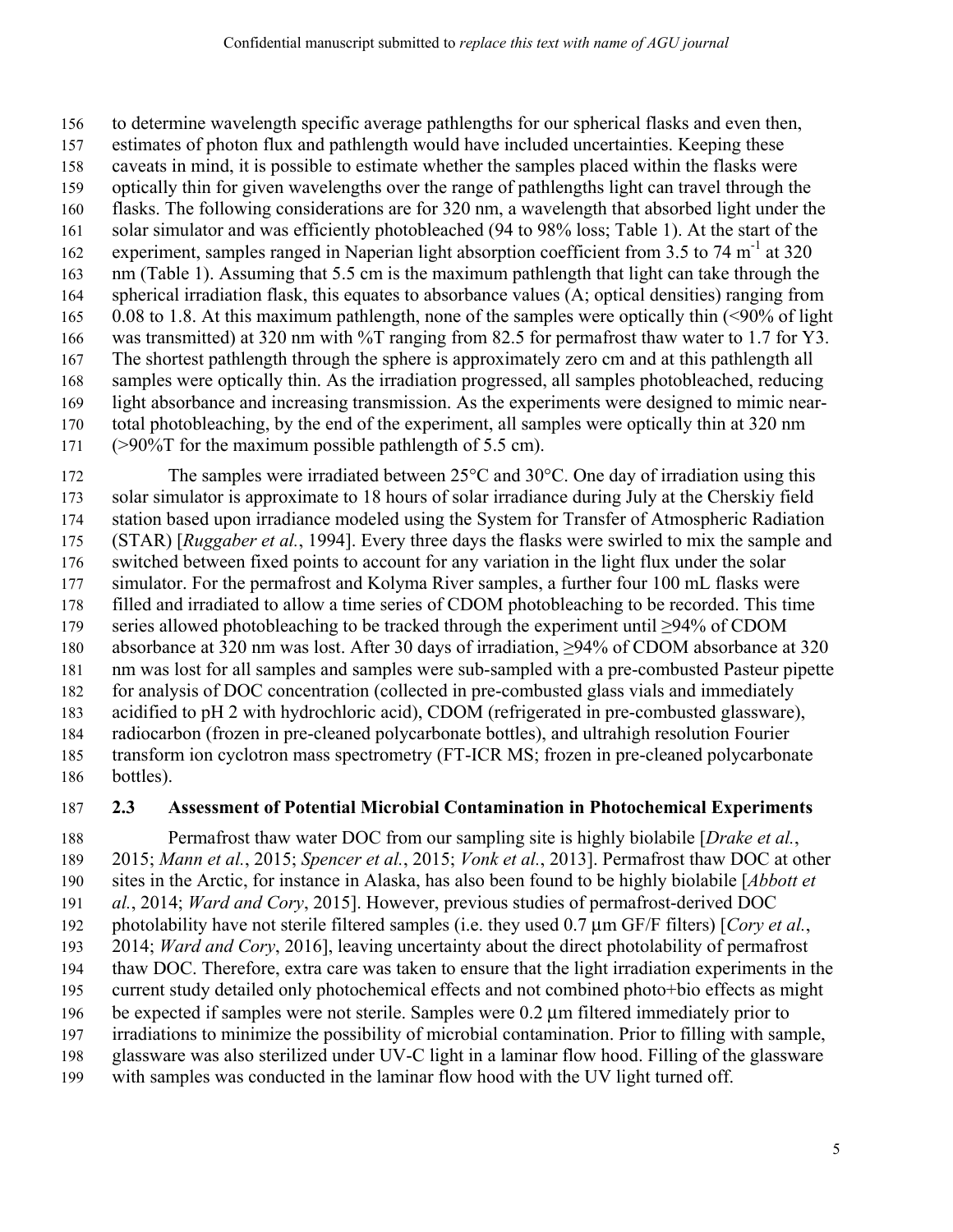to determine wavelength specific average pathlengths for our spherical flasks and even then, estimates of photon flux and pathlength would have included uncertainties. Keeping these caveats in mind, it is possible to estimate whether the samples placed within the flasks were optically thin for given wavelengths over the range of pathlengths light can travel through the flasks. The following considerations are for 320 nm, a wavelength that absorbed light under the solar simulator and was efficiently photobleached (94 to 98% loss; Table 1). At the start of the experiment, samples ranged in Naperian light absorption coefficient from 3.5 to 74 $m^{-1}$ at 320 nm (Table 1). Assuming that 5.5 cm is the maximum pathlength that light can take through the spherical irradiation flask, this equates to absorbance values (A; optical densities) ranging from 0.08 to 1.8. At this maximum pathlength, none of the samples were optically thin (<90% of light was transmitted) at 320 nm with %T ranging from 82.5 for permafrost thaw water to 1.7 for Y3. The shortest pathlength through the sphere is approximately zero cm and at this pathlength all samples were optically thin. As the irradiation progressed, all samples photobleached, reducing light absorbance and increasing transmission. As the experiments were designed to mimic near-total photobleaching, by the end of the experiment, all samples were optically thin at 320 nm (>90%T for the maximum possible pathlength of 5.5 cm).

The samples were irradiated between 25°C and 30°C. One day of irradiation using this solar simulator is approximate to 18 hours of solar irradiance during July at the Cherskiy field station based upon irradiance modeled using the System for Transfer of Atmospheric Radiation (STAR) [*Ruggaber et al.*, 1994]. Every three days the flasks were swirled to mix the sample and switched between fixed points to account for any variation in the light flux under the solar simulator. For the permafrost and Kolyma River samples, a further four 100 mL flasks were filled and irradiated to allow a time series of CDOM photobleaching to be recorded. This time series allowed photobleaching to be tracked through the experiment until ≥94% of CDOM absorbance at 320 nm was lost. After 30 days of irradiation, ≥94% of CDOM absorbance at 320 nm was lost for all samples and samples were sub-sampled with a pre-combusted Pasteur pipette for analysis of DOC concentration (collected in pre-combusted glass vials and immediately acidified to pH 2 with hydrochloric acid), CDOM (refrigerated in pre-combusted glassware), radiocarbon (frozen in pre-cleaned polycarbonate bottles), and ultrahigh resolution Fourier transform ion cyclotron mass spectrometry (FT-ICR MS; frozen in pre-cleaned polycarbonate bottles).

### 2.3 Assessment of Potential Microbial Contamination in Photochemical Experiments

Permafrost thaw water DOC from our sampling site is highly biolabile [*Drake et al.*, 2015; *Mann et al.*, 2015; *Spencer et al.*, 2015; *Vonk et al.*, 2013]. Permafrost thaw DOC at other sites in the Arctic, for instance in Alaska, has also been found to be highly biolabile [*Abbott et al.*, 2014; *Ward and Cory*, 2015]. However, previous studies of permafrost-derived DOC photolability have not sterile filtered samples (i.e. they used 0.7 µm GF/F filters) [*Cory et al.*, 2014; *Ward and Cory*, 2016], leaving uncertainty about the direct photolability of permafrost thaw DOC. Therefore, extra care was taken to ensure that the light irradiation experiments in the current study detailed only photochemical effects and not combined photo+bio effects as might be expected if samples were not sterile. Samples were 0.2 µm filtered immediately prior to irradiations to minimize the possibility of microbial contamination. Prior to filling with sample, glassware was also sterilized under UV-C light in a laminar flow hood. Filling of the glassware with samples was conducted in the laminar flow hood with the UV light turned off.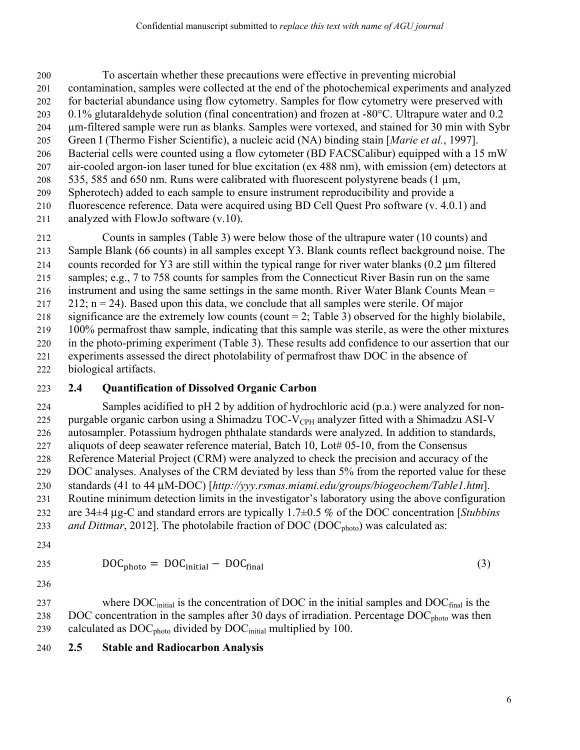To ascertain whether these precautions were effective in preventing microbial contamination, samples were collected at the end of the photochemical experiments and analyzed for bacterial abundance using flow cytometry. Samples for flow cytometry were preserved with 0.1% glutaraldehyde solution (final concentration) and frozen at -80°C. Ultrapure water and 0.2 µm-filtered sample were run as blanks. Samples were vortexed, and stained for 30 min with Sybr Green I (Thermo Fisher Scientific), a nucleic acid (NA) binding stain [*Marie et al.*, 1997]. Bacterial cells were counted using a flow cytometer (BD FACSCalibur) equipped with a 15 mW air-cooled argon-ion laser tuned for blue excitation (ex 488 nm), with emission (em) detectors at 535, 585 and 650 nm. Runs were calibrated with fluorescent polystyrene beads (1 µm, Spherotech) added to each sample to ensure instrument reproducibility and provide a fluorescence reference. Data were acquired using BD Cell Quest Pro software (v. 4.0.1) and analyzed with FlowJo software (v.10).

Counts in samples (Table 3) were below those of the ultrapure water (10 counts) and Sample Blank (66 counts) in all samples except Y3. Blank counts reflect background noise. The counts recorded for Y3 are still within the typical range for river water blanks (0.2 µm filtered samples; e.g., 7 to 758 counts for samples from the Connecticut River Basin run on the same instrument and using the same settings in the same month. River Water Blank Counts Mean = 212; n = 24). Based upon this data, we conclude that all samples were sterile. Of major significance are the extremely low counts (count = 2; Table 3) observed for the highly biolabile, 100% permafrost thaw sample, indicating that this sample was sterile, as were the other mixtures in the photo-priming experiment (Table 3). These results add confidence to our assertion that our experiments assessed the direct photolability of permafrost thaw DOC in the absence of biological artifacts.

## 2.4 Quantification of Dissolved Organic Carbon

Samples acidified to pH 2 by addition of hydrochloric acid (p.a.) were analyzed for non-purgable organic carbon using a Shimadzu TOC-$V_{CPH}$ analyzer fitted with a Shimadzu ASI-V autosampler. Potassium hydrogen phthalate standards were analyzed. In addition to standards, aliquots of deep seawater reference material, Batch 10, Lot# 05-10, from the Consensus Reference Material Project (CRM) were analyzed to check the precision and accuracy of the DOC analyses. Analyses of the CRM deviated by less than 5% from the reported value for these standards (41 to 44 µM-DOC) [*http://yyy.rsmas.miami.edu/groups/biogeochem/Table1.htm*]. Routine minimum detection limits in the investigator's laboratory using the above configuration are 34±4 µg-C and standard errors are typically 1.7±0.5 % of the DOC concentration [*Stubbins and Dittmar*, 2012]. The photolabile fraction of DOC ($DOC_{photo}$) was calculated as:

$$\mathrm{DOC_{photo}} = \mathrm{DOC_{initial}} - \mathrm{DOC_{final}} \qquad (3)$$

where $DOC_{initial}$ is the concentration of DOC in the initial samples and $DOC_{final}$ is the DOC concentration in the samples after 30 days of irradiation. Percentage $DOC_{photo}$ was then calculated as $DOC_{photo}$ divided by $DOC_{initial}$ multiplied by 100.

## 2.5 Stable and Radiocarbon Analysis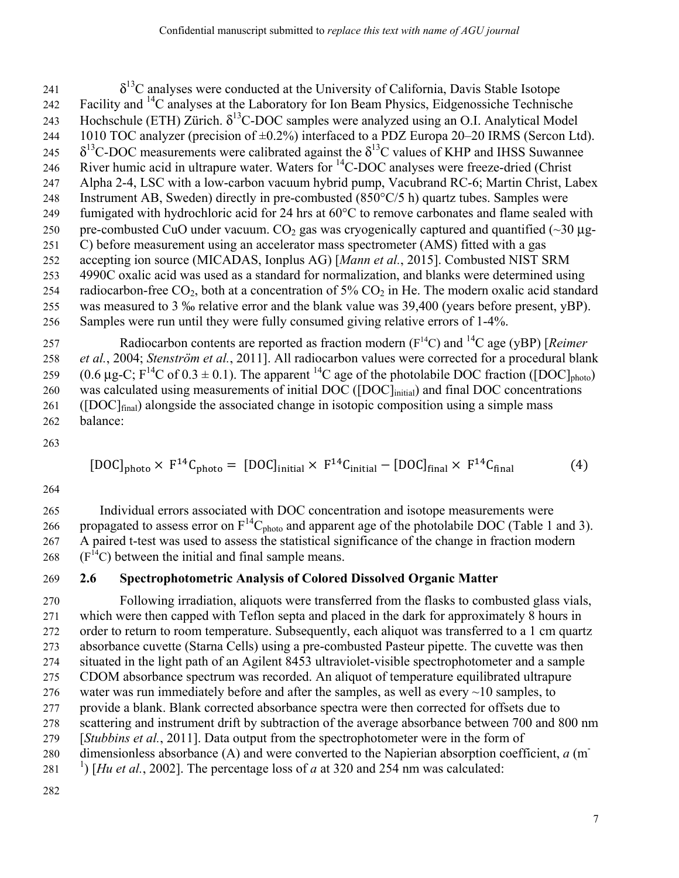$\delta^{13}C$ analyses were conducted at the University of California, Davis Stable Isotope Facility and $^{14}C$ analyses at the Laboratory for Ion Beam Physics, Eidgenossiche Technische Hochschule (ETH) Zürich. $\delta^{13}C$-DOC samples were analyzed using an O.I. Analytical Model 1010 TOC analyzer (precision of ±0.2%) interfaced to a PDZ Europa 20–20 IRMS (Sercon Ltd). $\delta^{13}C$-DOC measurements were calibrated against the $\delta^{13}C$ values of KHP and IHSS Suwannee River humic acid in ultrapure water. Waters for $^{14}C$-DOC analyses were freeze-dried (Christ Alpha 2-4, LSC with a low-carbon vacuum hybrid pump, Vacubrand RC-6; Martin Christ, Labex Instrument AB, Sweden) directly in pre-combusted (850°C/5 h) quartz tubes. Samples were fumigated with hydrochloric acid for 24 hrs at 60°C to remove carbonates and flame sealed with pre-combusted CuO under vacuum. $CO_2$ gas was cryogenically captured and quantified (~30 µg-C) before measurement using an accelerator mass spectrometer (AMS) fitted with a gas accepting ion source (MICADAS, Ionplus AG) [*Mann et al.*, 2015]. Combusted NIST SRM 4990C oxalic acid was used as a standard for normalization, and blanks were determined using radiocarbon-free $CO_2$, both at a concentration of 5% $CO_2$ in He. The modern oxalic acid standard was measured to 3 ‰ relative error and the blank value was 39,400 (years before present, yBP). Samples were run until they were fully consumed giving relative errors of 1-4%.

Radiocarbon contents are reported as fraction modern ($F^{14}C$) and $^{14}C$ age (yBP) [*Reimer et al.*, 2004; *Stenström et al.*, 2011]. All radiocarbon values were corrected for a procedural blank (0.6 µg-C; $F^{14}C$ of 0.3 ± 0.1). The apparent $^{14}C$ age of the photolabile DOC fraction ($[DOC]_{photo}$) was calculated using measurements of initial DOC ($[DOC]_{initial}$) and final DOC concentrations ($[DOC]_{final}$) alongside the associated change in isotopic composition using a simple mass balance:

$$[\mathrm{DOC}]_{\mathrm{photo}} \times \mathrm{F^{14}C_{photo}} = [\mathrm{DOC}]_{\mathrm{initial}} \times \mathrm{F^{14}C_{initial}} - [\mathrm{DOC}]_{\mathrm{final}} \times \mathrm{F^{14}C_{final}} \qquad (4)$$

Individual errors associated with DOC concentration and isotope measurements were propagated to assess error on $F^{14}C_{photo}$ and apparent age of the photolabile DOC (Table 1 and 3). A paired t-test was used to assess the statistical significance of the change in fraction modern ($F^{14}C$) between the initial and final sample means.

## 2.6 Spectrophotometric Analysis of Colored Dissolved Organic Matter

Following irradiation, aliquots were transferred from the flasks to combusted glass vials, which were then capped with Teflon septa and placed in the dark for approximately 8 hours in order to return to room temperature. Subsequently, each aliquot was transferred to a 1 cm quartz absorbance cuvette (Starna Cells) using a pre-combusted Pasteur pipette. The cuvette was then situated in the light path of an Agilent 8453 ultraviolet-visible spectrophotometer and a sample CDOM absorbance spectrum was recorded. An aliquot of temperature equilibrated ultrapure water was run immediately before and after the samples, as well as every ~10 samples, to provide a blank. Blank corrected absorbance spectra were then corrected for offsets due to scattering and instrument drift by subtraction of the average absorbance between 700 and 800 nm [*Stubbins et al.*, 2011]. Data output from the spectrophotometer were in the form of dimensionless absorbance (A) and were converted to the Napierian absorption coefficient, $a$ ($m^{-1}$) [*Hu et al.*, 2002]. The percentage loss of $a$ at 320 and 254 nm was calculated: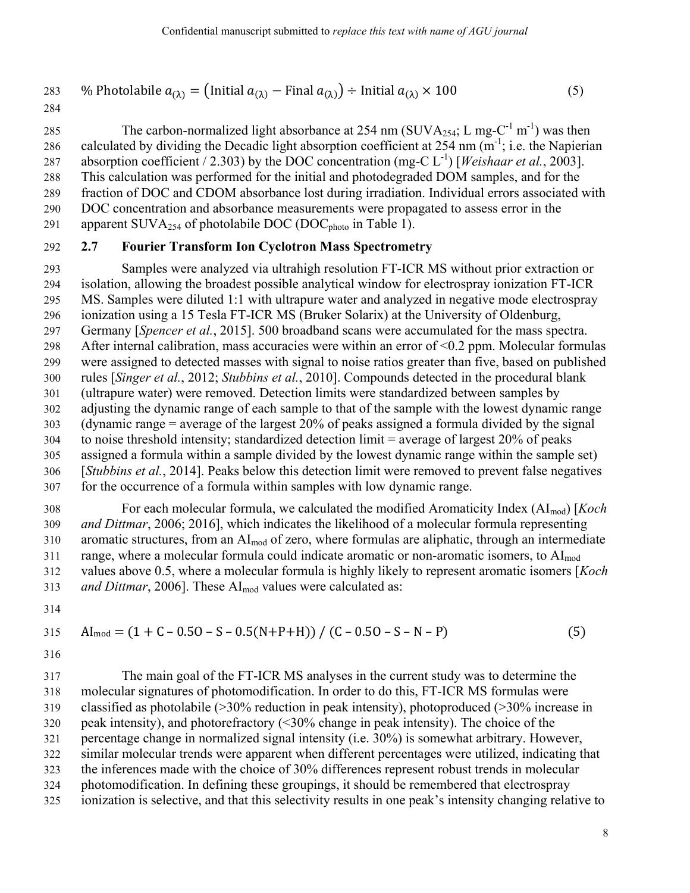$$\%\ \text{Photolabile}\ a_{(\lambda)} = \left(\text{Initial}\ a_{(\lambda)} - \text{Final}\ a_{(\lambda)}\right) \div \text{Initial}\ a_{(\lambda)} \times 100 \quad (5)$$

The carbon-normalized light absorbance at 254 nm ($SUVA_{254}$; L mg-$C^{-1}$ $m^{-1}$) was then calculated by dividing the Decadic light absorption coefficient at 254 nm ($m^{-1}$; i.e. the Napierian absorption coefficient / 2.303) by the DOC concentration (mg-C $L^{-1}$) [*Weishaar et al.*, 2003]. This calculation was performed for the initial and photodegraded DOM samples, and for the fraction of DOC and CDOM absorbance lost during irradiation. Individual errors associated with DOC concentration and absorbance measurements were propagated to assess error in the apparent $SUVA_{254}$ of photolabile DOC ($DOC_{photo}$ in Table 1).

## 2.7 Fourier Transform Ion Cyclotron Mass Spectrometry

Samples were analyzed via ultrahigh resolution FT-ICR MS without prior extraction or isolation, allowing the broadest possible analytical window for electrospray ionization FT-ICR MS. Samples were diluted 1:1 with ultrapure water and analyzed in negative mode electrospray ionization using a 15 Tesla FT-ICR MS (Bruker Solarix) at the University of Oldenburg, Germany [*Spencer et al.*, 2015]. 500 broadband scans were accumulated for the mass spectra. After internal calibration, mass accuracies were within an error of <0.2 ppm. Molecular formulas were assigned to detected masses with signal to noise ratios greater than five, based on published rules [*Singer et al.*, 2012; *Stubbins et al.*, 2010]. Compounds detected in the procedural blank (ultrapure water) were removed. Detection limits were standardized between samples by adjusting the dynamic range of each sample to that of the sample with the lowest dynamic range (dynamic range = average of the largest 20% of peaks assigned a formula divided by the signal to noise threshold intensity; standardized detection limit = average of largest 20% of peaks assigned a formula within a sample divided by the lowest dynamic range within the sample set) [*Stubbins et al.*, 2014]. Peaks below this detection limit were removed to prevent false negatives for the occurrence of a formula within samples with low dynamic range.

For each molecular formula, we calculated the modified Aromaticity Index ($AI_{mod}$) [*Koch and Dittmar*, 2006; 2016], which indicates the likelihood of a molecular formula representing aromatic structures, from an $AI_{mod}$ of zero, where formulas are aliphatic, through an intermediate range, where a molecular formula could indicate aromatic or non-aromatic isomers, to $AI_{mod}$ values above 0.5, where a molecular formula is highly likely to represent aromatic isomers [*Koch and Dittmar*, 2006]. These $AI_{mod}$ values were calculated as:

$$AI_{mod} = (1 + C - 0.5O - S - 0.5(N+P+H)) / (C - 0.5O - S - N - P) \quad (5)$$

The main goal of the FT-ICR MS analyses in the current study was to determine the molecular signatures of photomodification. In order to do this, FT-ICR MS formulas were classified as photolabile (>30% reduction in peak intensity), photoproduced (>30% increase in peak intensity), and photorefractory (<30% change in peak intensity). The choice of the percentage change in normalized signal intensity (i.e. 30%) is somewhat arbitrary. However, similar molecular trends were apparent when different percentages were utilized, indicating that the inferences made with the choice of 30% differences represent robust trends in molecular photomodification. In defining these groupings, it should be remembered that electrospray ionization is selective, and that this selectivity results in one peak's intensity changing relative to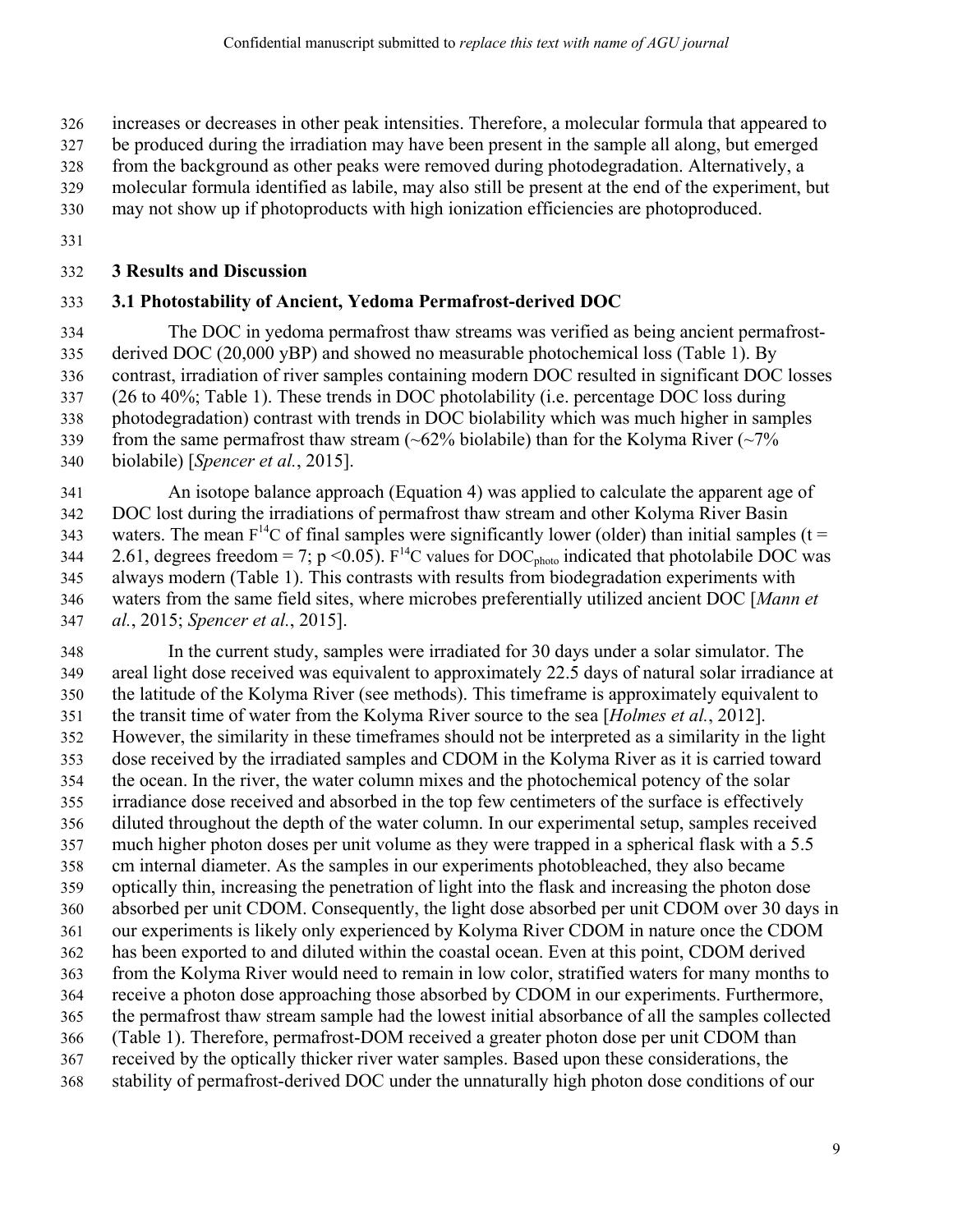increases or decreases in other peak intensities. Therefore, a molecular formula that appeared to be produced during the irradiation may have been present in the sample all along, but emerged from the background as other peaks were removed during photodegradation. Alternatively, a molecular formula identified as labile, may also still be present at the end of the experiment, but may not show up if photoproducts with high ionization efficiencies are photoproduced.

## 3 Results and Discussion

### 3.1 Photostability of Ancient, Yedoma Permafrost-derived DOC

The DOC in yedoma permafrost thaw streams was verified as being ancient permafrost-derived DOC (20,000 yBP) and showed no measurable photochemical loss (Table 1). By contrast, irradiation of river samples containing modern DOC resulted in significant DOC losses (26 to 40%; Table 1). These trends in DOC photolability (i.e. percentage DOC loss during photodegradation) contrast with trends in DOC biolability which was much higher in samples from the same permafrost thaw stream (~62% biolabile) than for the Kolyma River (~7% biolabile) [*Spencer et al.*, 2015].

An isotope balance approach (Equation 4) was applied to calculate the apparent age of DOC lost during the irradiations of permafrost thaw stream and other Kolyma River Basin waters. The mean $F^{14}C$ of final samples were significantly lower (older) than initial samples ($t = 2.61$, degrees freedom = 7; $p < 0.05$). $F^{14}C$ values for $DOC_{photo}$ indicated that photolabile DOC was always modern (Table 1). This contrasts with results from biodegradation experiments with waters from the same field sites, where microbes preferentially utilized ancient DOC [*Mann et al.*, 2015; *Spencer et al.*, 2015].

In the current study, samples were irradiated for 30 days under a solar simulator. The areal light dose received was equivalent to approximately 22.5 days of natural solar irradiance at the latitude of the Kolyma River (see methods). This timeframe is approximately equivalent to the transit time of water from the Kolyma River source to the sea [*Holmes et al.*, 2012]. However, the similarity in these timeframes should not be interpreted as a similarity in the light dose received by the irradiated samples and CDOM in the Kolyma River as it is carried toward the ocean. In the river, the water column mixes and the photochemical potency of the solar irradiance dose received and absorbed in the top few centimeters of the surface is effectively diluted throughout the depth of the water column. In our experimental setup, samples received much higher photon doses per unit volume as they were trapped in a spherical flask with a 5.5 cm internal diameter. As the samples in our experiments photobleached, they also became optically thin, increasing the penetration of light into the flask and increasing the photon dose absorbed per unit CDOM. Consequently, the light dose absorbed per unit CDOM over 30 days in our experiments is likely only experienced by Kolyma River CDOM in nature once the CDOM has been exported to and diluted within the coastal ocean. Even at this point, CDOM derived from the Kolyma River would need to remain in low color, stratified waters for many months to receive a photon dose approaching those absorbed by CDOM in our experiments. Furthermore, the permafrost thaw stream sample had the lowest initial absorbance of all the samples collected (Table 1). Therefore, permafrost-DOM received a greater photon dose per unit CDOM than received by the optically thicker river water samples. Based upon these considerations, the stability of permafrost-derived DOC under the unnaturally high photon dose conditions of our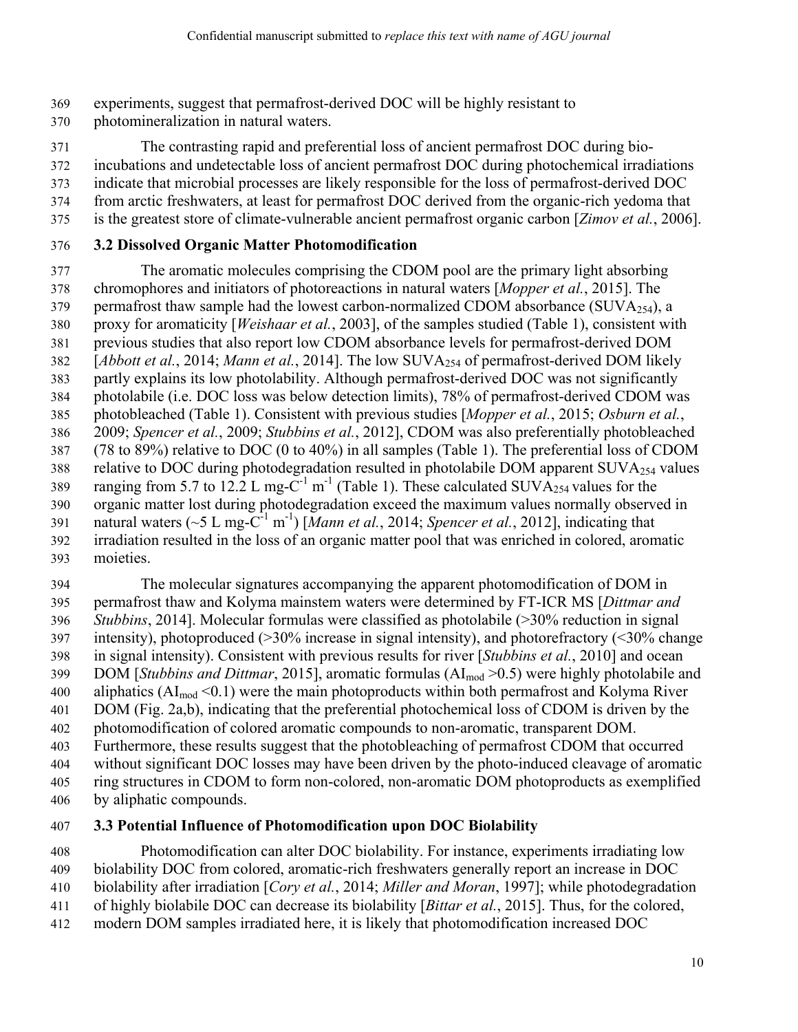experiments, suggest that permafrost-derived DOC will be highly resistant to photomineralization in natural waters.

The contrasting rapid and preferential loss of ancient permafrost DOC during bio-incubations and undetectable loss of ancient permafrost DOC during photochemical irradiations indicate that microbial processes are likely responsible for the loss of permafrost-derived DOC from arctic freshwaters, at least for permafrost DOC derived from the organic-rich yedoma that is the greatest store of climate-vulnerable ancient permafrost organic carbon [*Zimov et al.*, 2006].

### 3.2 Dissolved Organic Matter Photomodification

The aromatic molecules comprising the CDOM pool are the primary light absorbing chromophores and initiators of photoreactions in natural waters [*Mopper et al.*, 2015]. The permafrost thaw sample had the lowest carbon-normalized CDOM absorbance ($SUVA_{254}$), a proxy for aromaticity [*Weishaar et al.*, 2003], of the samples studied (Table 1), consistent with previous studies that also report low CDOM absorbance levels for permafrost-derived DOM [*Abbott et al.*, 2014; *Mann et al.*, 2014]. The low $SUVA_{254}$ of permafrost-derived DOM likely partly explains its low photolability. Although permafrost-derived DOC was not significantly photolabile (i.e. DOC loss was below detection limits), 78% of permafrost-derived CDOM was photobleached (Table 1). Consistent with previous studies [*Mopper et al.*, 2015; *Osburn et al.*, 2009; *Spencer et al.*, 2009; *Stubbins et al.*, 2012], CDOM was also preferentially photobleached (78 to 89%) relative to DOC (0 to 40%) in all samples (Table 1). The preferential loss of CDOM relative to DOC during photodegradation resulted in photolabile DOM apparent $SUVA_{254}$ values ranging from 5.7 to 12.2 L mg-$C^{-1}$ $m^{-1}$ (Table 1). These calculated $SUVA_{254}$ values for the organic matter lost during photodegradation exceed the maximum values normally observed in natural waters (~5 L mg-$C^{-1}$ $m^{-1}$) [*Mann et al.*, 2014; *Spencer et al.*, 2012], indicating that irradiation resulted in the loss of an organic matter pool that was enriched in colored, aromatic moieties.

The molecular signatures accompanying the apparent photomodification of DOM in permafrost thaw and Kolyma mainstem waters were determined by FT-ICR MS [*Dittmar and Stubbins*, 2014]. Molecular formulas were classified as photolabile (>30% reduction in signal intensity), photoproduced (>30% increase in signal intensity), and photorefractory (<30% change in signal intensity). Consistent with previous results for river [*Stubbins et al.*, 2010] and ocean DOM [*Stubbins and Dittmar*, 2015], aromatic formulas ($AI_{mod}$ >0.5) were highly photolabile and aliphatics ($AI_{mod}$ <0.1) were the main photoproducts within both permafrost and Kolyma River DOM (Fig. 2a,b), indicating that the preferential photochemical loss of CDOM is driven by the photomodification of colored aromatic compounds to non-aromatic, transparent DOM. Furthermore, these results suggest that the photobleaching of permafrost CDOM that occurred without significant DOC losses may have been driven by the photo-induced cleavage of aromatic ring structures in CDOM to form non-colored, non-aromatic DOM photoproducts as exemplified by aliphatic compounds.

### 3.3 Potential Influence of Photomodification upon DOC Biolability

Photomodification can alter DOC biolability. For instance, experiments irradiating low biolability DOC from colored, aromatic-rich freshwaters generally report an increase in DOC biolability after irradiation [*Cory et al.*, 2014; *Miller and Moran*, 1997]; while photodegradation of highly biolabile DOC can decrease its biolability [*Bittar et al.*, 2015]. Thus, for the colored, modern DOM samples irradiated here, it is likely that photomodification increased DOC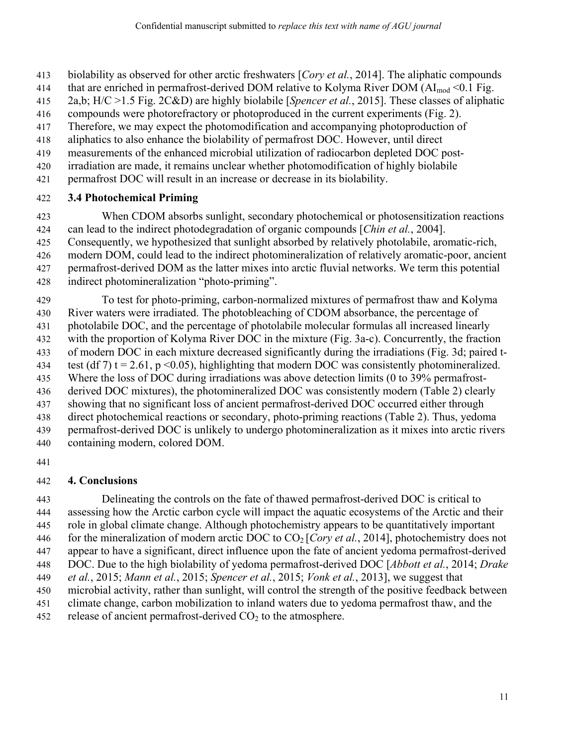biolability as observed for other arctic freshwaters [*Cory et al.*, 2014]. The aliphatic compounds that are enriched in permafrost-derived DOM relative to Kolyma River DOM ($AI_{mod}$ <0.1 Fig. 2a,b; H/C >1.5 Fig. 2C&D) are highly biolabile [*Spencer et al.*, 2015]. These classes of aliphatic compounds were photorefractory or photoproduced in the current experiments (Fig. 2). Therefore, we may expect the photomodification and accompanying photoproduction of aliphatics to also enhance the biolability of permafrost DOC. However, until direct measurements of the enhanced microbial utilization of radiocarbon depleted DOC post-irradiation are made, it remains unclear whether photomodification of highly biolabile permafrost DOC will result in an increase or decrease in its biolability.

### 3.4 Photochemical Priming

When CDOM absorbs sunlight, secondary photochemical or photosensitization reactions can lead to the indirect photodegradation of organic compounds [*Chin et al.*, 2004]. Consequently, we hypothesized that sunlight absorbed by relatively photolabile, aromatic-rich, modern DOM, could lead to the indirect photomineralization of relatively aromatic-poor, ancient permafrost-derived DOM as the latter mixes into arctic fluvial networks. We term this potential indirect photomineralization "photo-priming".

To test for photo-priming, carbon-normalized mixtures of permafrost thaw and Kolyma River waters were irradiated. The photobleaching of CDOM absorbance, the percentage of photolabile DOC, and the percentage of photolabile molecular formulas all increased linearly with the proportion of Kolyma River DOC in the mixture (Fig. 3a-c). Concurrently, the fraction of modern DOC in each mixture decreased significantly during the irradiations (Fig. 3d; paired t-test (df 7) $t = 2.61$, $p < 0.05$), highlighting that modern DOC was consistently photomineralized. Where the loss of DOC during irradiations was above detection limits (0 to 39% permafrost-derived DOC mixtures), the photomineralized DOC was consistently modern (Table 2) clearly showing that no significant loss of ancient permafrost-derived DOC occurred either through direct photochemical reactions or secondary, photo-priming reactions (Table 2). Thus, yedoma permafrost-derived DOC is unlikely to undergo photomineralization as it mixes into arctic rivers containing modern, colored DOM.

## 4. Conclusions

Delineating the controls on the fate of thawed permafrost-derived DOC is critical to assessing how the Arctic carbon cycle will impact the aquatic ecosystems of the Arctic and their role in global climate change. Although photochemistry appears to be quantitatively important for the mineralization of modern arctic DOC to $CO_2$ [*Cory et al.*, 2014], photochemistry does not appear to have a significant, direct influence upon the fate of ancient yedoma permafrost-derived DOC. Due to the high biolability of yedoma permafrost-derived DOC [*Abbott et al.*, 2014; *Drake et al.*, 2015; *Mann et al.*, 2015; *Spencer et al.*, 2015; *Vonk et al.*, 2013], we suggest that microbial activity, rather than sunlight, will control the strength of the positive feedback between climate change, carbon mobilization to inland waters due to yedoma permafrost thaw, and the release of ancient permafrost-derived $CO_2$ to the atmosphere.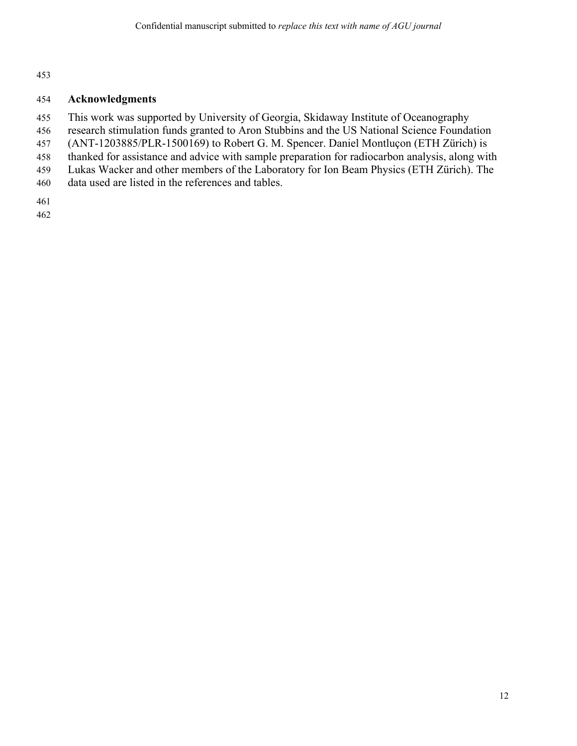## Acknowledgments

This work was supported by University of Georgia, Skidaway Institute of Oceanography research stimulation funds granted to Aron Stubbins and the US National Science Foundation (ANT-1203885/PLR-1500169) to Robert G. M. Spencer. Daniel Montluçon (ETH Zürich) is thanked for assistance and advice with sample preparation for radiocarbon analysis, along with Lukas Wacker and other members of the Laboratory for Ion Beam Physics (ETH Zürich). The data used are listed in the references and tables.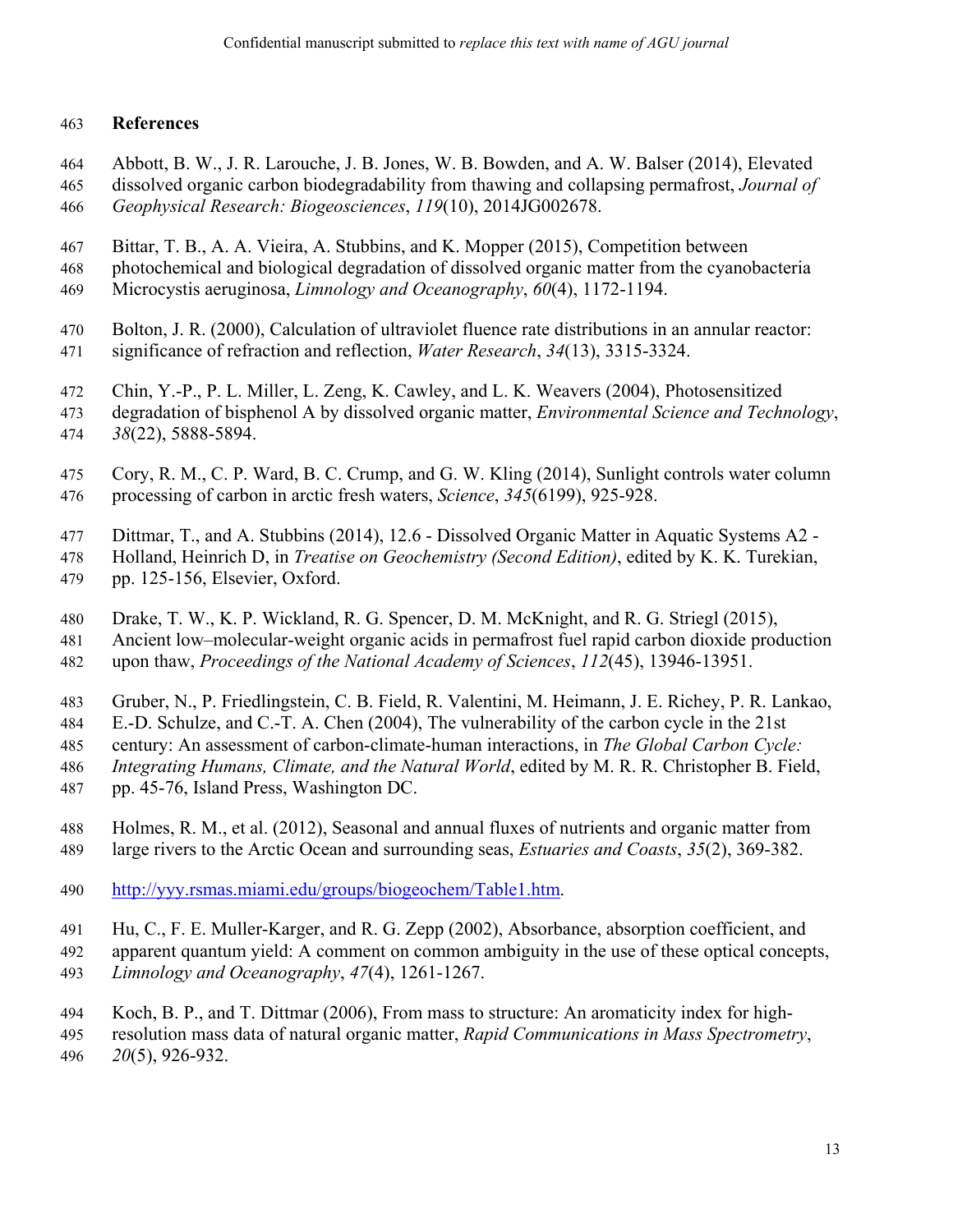## References

Abbott, B. W., J. R. Larouche, J. B. Jones, W. B. Bowden, and A. W. Balser (2014), Elevated dissolved organic carbon biodegradability from thawing and collapsing permafrost, *Journal of Geophysical Research: Biogeosciences*, *119*(10), 2014JG002678.

Bittar, T. B., A. A. Vieira, A. Stubbins, and K. Mopper (2015), Competition between photochemical and biological degradation of dissolved organic matter from the cyanobacteria Microcystis aeruginosa, *Limnology and Oceanography*, *60*(4), 1172-1194.

Bolton, J. R. (2000), Calculation of ultraviolet fluence rate distributions in an annular reactor: significance of refraction and reflection, *Water Research*, *34*(13), 3315-3324.

Chin, Y.-P., P. L. Miller, L. Zeng, K. Cawley, and L. K. Weavers (2004), Photosensitized degradation of bisphenol A by dissolved organic matter, *Environmental Science and Technology*, *38*(22), 5888-5894.

Cory, R. M., C. P. Ward, B. C. Crump, and G. W. Kling (2014), Sunlight controls water column processing of carbon in arctic fresh waters, *Science*, *345*(6199), 925-928.

Dittmar, T., and A. Stubbins (2014), 12.6 - Dissolved Organic Matter in Aquatic Systems A2 - Holland, Heinrich D, in *Treatise on Geochemistry (Second Edition)*, edited by K. K. Turekian, pp. 125-156, Elsevier, Oxford.

Drake, T. W., K. P. Wickland, R. G. Spencer, D. M. McKnight, and R. G. Striegl (2015), Ancient low–molecular-weight organic acids in permafrost fuel rapid carbon dioxide production upon thaw, *Proceedings of the National Academy of Sciences*, *112*(45), 13946-13951.

Gruber, N., P. Friedlingstein, C. B. Field, R. Valentini, M. Heimann, J. E. Richey, P. R. Lankao, E.-D. Schulze, and C.-T. A. Chen (2004), The vulnerability of the carbon cycle in the 21st century: An assessment of carbon-climate-human interactions, in *The Global Carbon Cycle: Integrating Humans, Climate, and the Natural World*, edited by M. R. R. Christopher B. Field, pp. 45-76, Island Press, Washington DC.

Holmes, R. M., et al. (2012), Seasonal and annual fluxes of nutrients and organic matter from large rivers to the Arctic Ocean and surrounding seas, *Estuaries and Coasts*, *35*(2), 369-382.

http://yyy.rsmas.miami.edu/groups/biogeochem/Table1.htm.

Hu, C., F. E. Muller-Karger, and R. G. Zepp (2002), Absorbance, absorption coefficient, and apparent quantum yield: A comment on common ambiguity in the use of these optical concepts, *Limnology and Oceanography*, *47*(4), 1261-1267.

Koch, B. P., and T. Dittmar (2006), From mass to structure: An aromaticity index for high-resolution mass data of natural organic matter, *Rapid Communications in Mass Spectrometry*, *20*(5), 926-932.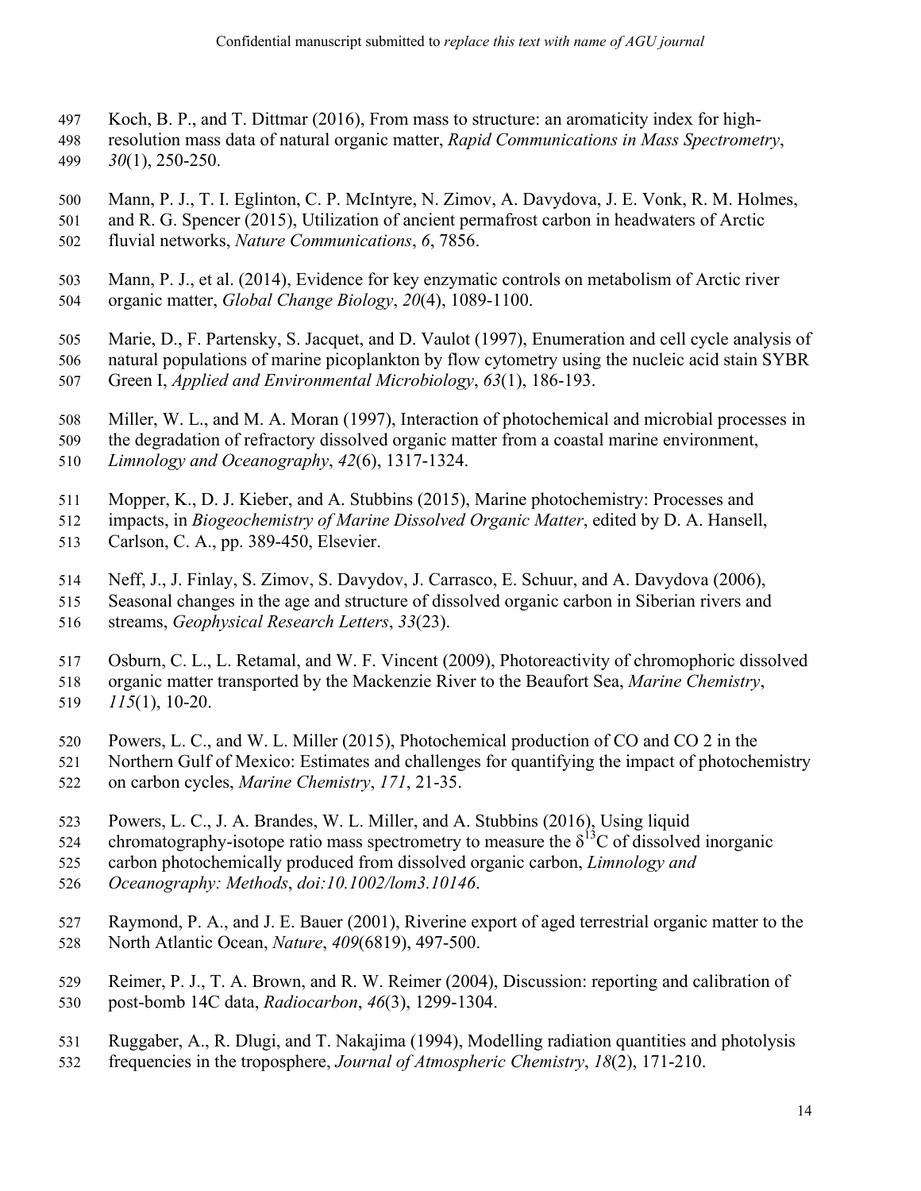Koch, B. P., and T. Dittmar (2016), From mass to structure: an aromaticity index for high-resolution mass data of natural organic matter, *Rapid Communications in Mass Spectrometry*, *30*(1), 250-250.

Mann, P. J., T. I. Eglinton, C. P. McIntyre, N. Zimov, A. Davydova, J. E. Vonk, R. M. Holmes, and R. G. Spencer (2015), Utilization of ancient permafrost carbon in headwaters of Arctic fluvial networks, *Nature Communications*, *6*, 7856.

Mann, P. J., et al. (2014), Evidence for key enzymatic controls on metabolism of Arctic river organic matter, *Global Change Biology*, *20*(4), 1089-1100.

Marie, D., F. Partensky, S. Jacquet, and D. Vaulot (1997), Enumeration and cell cycle analysis of natural populations of marine picoplankton by flow cytometry using the nucleic acid stain SYBR Green I, *Applied and Environmental Microbiology*, *63*(1), 186-193.

Miller, W. L., and M. A. Moran (1997), Interaction of photochemical and microbial processes in the degradation of refractory dissolved organic matter from a coastal marine environment, *Limnology and Oceanography*, *42*(6), 1317-1324.

Mopper, K., D. J. Kieber, and A. Stubbins (2015), Marine photochemistry: Processes and impacts, in *Biogeochemistry of Marine Dissolved Organic Matter*, edited by D. A. Hansell, Carlson, C. A., pp. 389-450, Elsevier.

Neff, J., J. Finlay, S. Zimov, S. Davydov, J. Carrasco, E. Schuur, and A. Davydova (2006), Seasonal changes in the age and structure of dissolved organic carbon in Siberian rivers and streams, *Geophysical Research Letters*, *33*(23).

Osburn, C. L., L. Retamal, and W. F. Vincent (2009), Photoreactivity of chromophoric dissolved organic matter transported by the Mackenzie River to the Beaufort Sea, *Marine Chemistry*, *115*(1), 10-20.

Powers, L. C., and W. L. Miller (2015), Photochemical production of CO and CO 2 in the Northern Gulf of Mexico: Estimates and challenges for quantifying the impact of photochemistry on carbon cycles, *Marine Chemistry*, *171*, 21-35.

Powers, L. C., J. A. Brandes, W. L. Miller, and A. Stubbins (2016), Using liquid chromatography-isotope ratio mass spectrometry to measure the $\delta^{13}C$ of dissolved inorganic carbon photochemically produced from dissolved organic carbon, *Limnology and Oceanography: Methods*, *doi:10.1002/lom3.10146*.

Raymond, P. A., and J. E. Bauer (2001), Riverine export of aged terrestrial organic matter to the North Atlantic Ocean, *Nature*, *409*(6819), 497-500.

Reimer, P. J., T. A. Brown, and R. W. Reimer (2004), Discussion: reporting and calibration of post-bomb 14C data, *Radiocarbon*, *46*(3), 1299-1304.

Ruggaber, A., R. Dlugi, and T. Nakajima (1994), Modelling radiation quantities and photolysis frequencies in the troposphere, *Journal of Atmospheric Chemistry*, *18*(2), 171-210.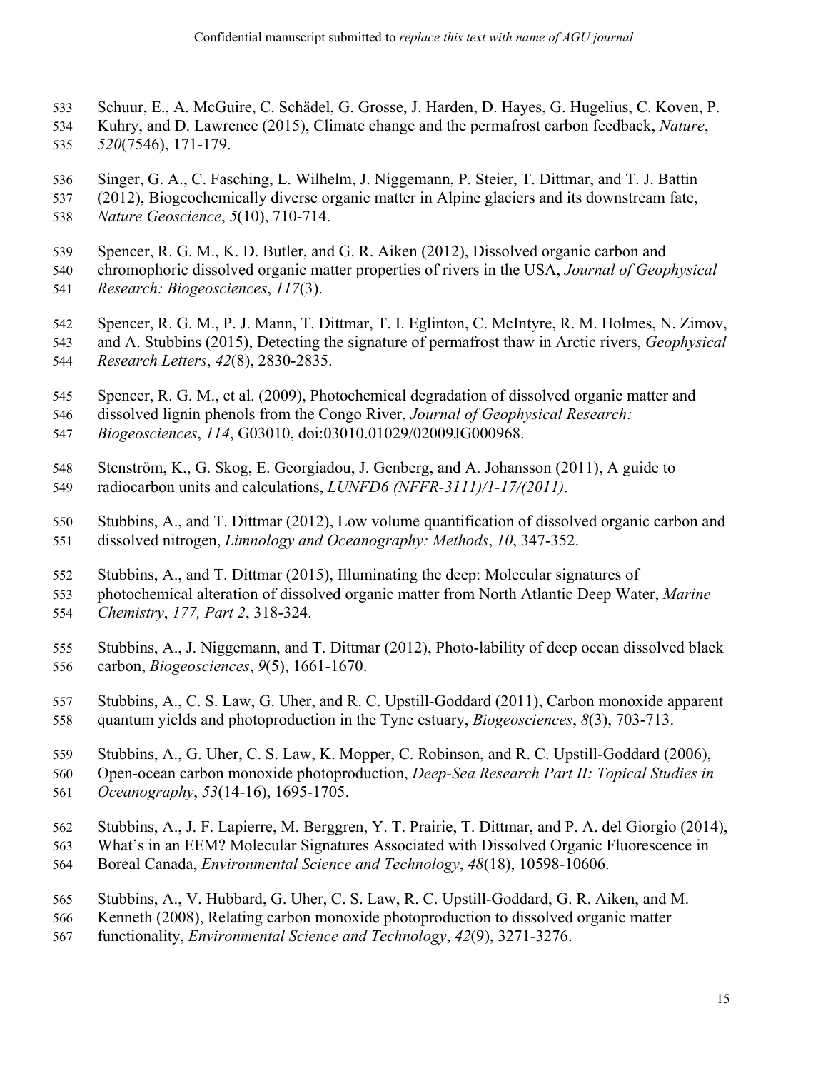Schuur, E., A. McGuire, C. Schädel, G. Grosse, J. Harden, D. Hayes, G. Hugelius, C. Koven, P. Kuhry, and D. Lawrence (2015), Climate change and the permafrost carbon feedback, *Nature*, *520*(7546), 171-179.

Singer, G. A., C. Fasching, L. Wilhelm, J. Niggemann, P. Steier, T. Dittmar, and T. J. Battin (2012), Biogeochemically diverse organic matter in Alpine glaciers and its downstream fate, *Nature Geoscience*, *5*(10), 710-714.

Spencer, R. G. M., K. D. Butler, and G. R. Aiken (2012), Dissolved organic carbon and chromophoric dissolved organic matter properties of rivers in the USA, *Journal of Geophysical Research: Biogeosciences*, *117*(3).

Spencer, R. G. M., P. J. Mann, T. Dittmar, T. I. Eglinton, C. McIntyre, R. M. Holmes, N. Zimov, and A. Stubbins (2015), Detecting the signature of permafrost thaw in Arctic rivers, *Geophysical Research Letters*, *42*(8), 2830-2835.

Spencer, R. G. M., et al. (2009), Photochemical degradation of dissolved organic matter and dissolved lignin phenols from the Congo River, *Journal of Geophysical Research: Biogeosciences*, *114*, G03010, doi:03010.01029/02009JG000968.

Stenström, K., G. Skog, E. Georgiadou, J. Genberg, and A. Johansson (2011), A guide to radiocarbon units and calculations, *LUNFD6 (NFFR-3111)/1-17/(2011)*.

Stubbins, A., and T. Dittmar (2012), Low volume quantification of dissolved organic carbon and dissolved nitrogen, *Limnology and Oceanography: Methods*, *10*, 347-352.

Stubbins, A., and T. Dittmar (2015), Illuminating the deep: Molecular signatures of photochemical alteration of dissolved organic matter from North Atlantic Deep Water, *Marine Chemistry*, *177, Part 2*, 318-324.

Stubbins, A., J. Niggemann, and T. Dittmar (2012), Photo-lability of deep ocean dissolved black carbon, *Biogeosciences*, *9*(5), 1661-1670.

Stubbins, A., C. S. Law, G. Uher, and R. C. Upstill-Goddard (2011), Carbon monoxide apparent quantum yields and photoproduction in the Tyne estuary, *Biogeosciences*, *8*(3), 703-713.

Stubbins, A., G. Uher, C. S. Law, K. Mopper, C. Robinson, and R. C. Upstill-Goddard (2006), Open-ocean carbon monoxide photoproduction, *Deep-Sea Research Part II: Topical Studies in Oceanography*, *53*(14-16), 1695-1705.

Stubbins, A., J. F. Lapierre, M. Berggren, Y. T. Prairie, T. Dittmar, and P. A. del Giorgio (2014), What's in an EEM? Molecular Signatures Associated with Dissolved Organic Fluorescence in Boreal Canada, *Environmental Science and Technology*, *48*(18), 10598-10606.

Stubbins, A., V. Hubbard, G. Uher, C. S. Law, R. C. Upstill-Goddard, G. R. Aiken, and M. Kenneth (2008), Relating carbon monoxide photoproduction to dissolved organic matter functionality, *Environmental Science and Technology*, *42*(9), 3271-3276.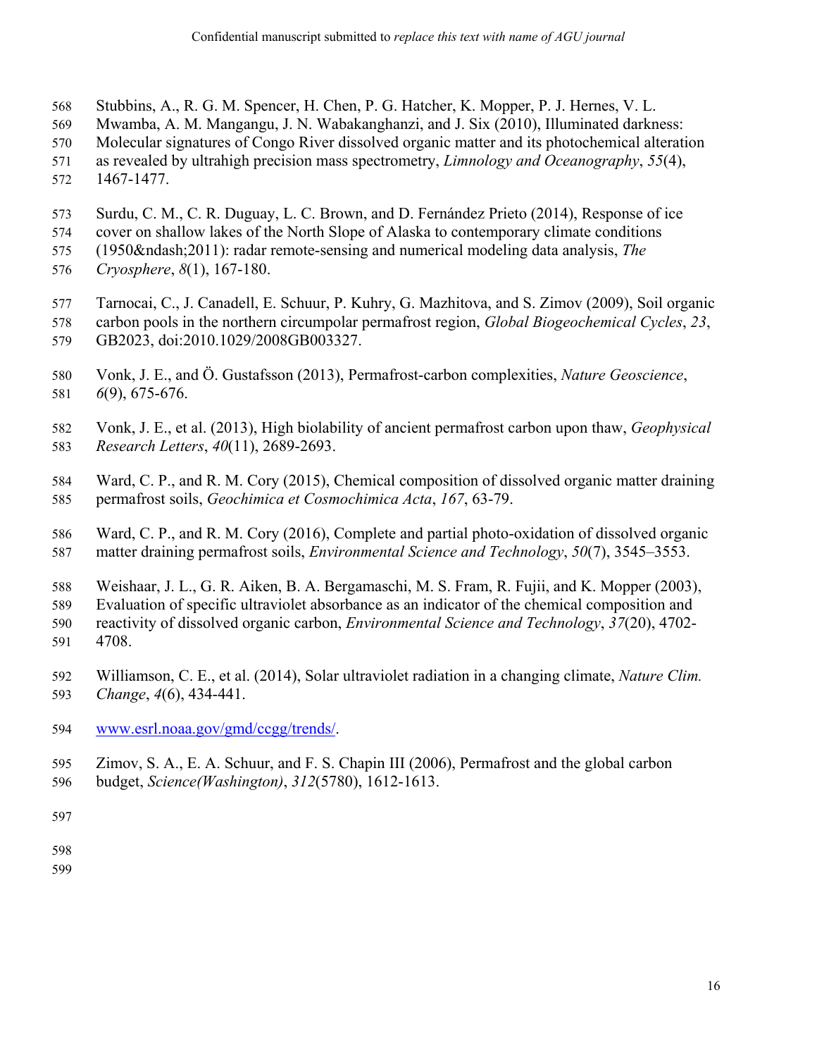Stubbins, A., R. G. M. Spencer, H. Chen, P. G. Hatcher, K. Mopper, P. J. Hernes, V. L. Mwamba, A. M. Mangangu, J. N. Wabakanghanzi, and J. Six (2010), Illuminated darkness: Molecular signatures of Congo River dissolved organic matter and its photochemical alteration as revealed by ultrahigh precision mass spectrometry, *Limnology and Oceanography*, *55*(4), 1467-1477.

Surdu, C. M., C. R. Duguay, L. C. Brown, and D. Fernández Prieto (2014), Response of ice cover on shallow lakes of the North Slope of Alaska to contemporary climate conditions (1950&ndash;2011): radar remote-sensing and numerical modeling data analysis, *The Cryosphere*, *8*(1), 167-180.

Tarnocai, C., J. Canadell, E. Schuur, P. Kuhry, G. Mazhitova, and S. Zimov (2009), Soil organic carbon pools in the northern circumpolar permafrost region, *Global Biogeochemical Cycles*, *23*, GB2023, doi:2010.1029/2008GB003327.

Vonk, J. E., and Ö. Gustafsson (2013), Permafrost-carbon complexities, *Nature Geoscience*, *6*(9), 675-676.

Vonk, J. E., et al. (2013), High biolability of ancient permafrost carbon upon thaw, *Geophysical Research Letters*, *40*(11), 2689-2693.

Ward, C. P., and R. M. Cory (2015), Chemical composition of dissolved organic matter draining permafrost soils, *Geochimica et Cosmochimica Acta*, *167*, 63-79.

Ward, C. P., and R. M. Cory (2016), Complete and partial photo-oxidation of dissolved organic matter draining permafrost soils, *Environmental Science and Technology*, *50*(7), 3545–3553.

Weishaar, J. L., G. R. Aiken, B. A. Bergamaschi, M. S. Fram, R. Fujii, and K. Mopper (2003), Evaluation of specific ultraviolet absorbance as an indicator of the chemical composition and reactivity of dissolved organic carbon, *Environmental Science and Technology*, *37*(20), 4702-4708.

Williamson, C. E., et al. (2014), Solar ultraviolet radiation in a changing climate, *Nature Clim. Change*, *4*(6), 434-441.

www.esrl.noaa.gov/gmd/ccgg/trends/.

Zimov, S. A., E. A. Schuur, and F. S. Chapin III (2006), Permafrost and the global carbon budget, *Science(Washington)*, *312*(5780), 1612-1613.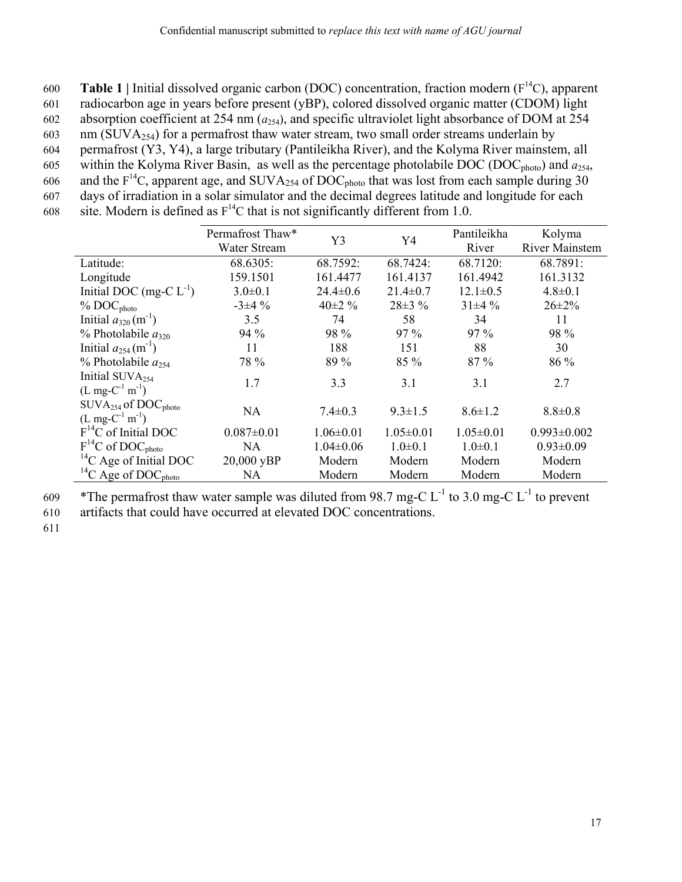**Table 1 |** Initial dissolved organic carbon (DOC) concentration, fraction modern ($F^{14}C$), apparent radiocarbon age in years before present (yBP), colored dissolved organic matter (CDOM) light absorption coefficient at 254 nm ($a_{254}$), and specific ultraviolet light absorbance of DOM at 254 nm ($SUVA_{254}$) for a permafrost thaw water stream, two small order streams underlain by permafrost (Y3, Y4), a large tributary (Pantileikha River), and the Kolyma River mainstem, all within the Kolyma River Basin, as well as the percentage photolabile DOC ($DOC_{photo}$) and $a_{254}$, and the $F^{14}C$, apparent age, and $SUVA_{254}$ of $DOC_{photo}$ that was lost from each sample during 30 days of irradiation in a solar simulator and the decimal degrees latitude and longitude for each site. Modern is defined as $F^{14}C$ that is not significantly different from 1.0.

| | Permafrost Thaw* Water Stream | Y3 | Y4 | Pantileikha River | Kolyma River Mainstem |
|---|---|---|---|---|---|
| Latitude: | 68.6305: | 68.7592: | 68.7424: | 68.7120: | 68.7891: |
| Longitude | 159.1501 | 161.4477 | 161.4137 | 161.4942 | 161.3132 |
| Initial DOC (mg-C $L^{-1}$) | 3.0±0.1 | 24.4±0.6 | 21.4±0.7 | 12.1±0.5 | 4.8±0.1 |
| % $DOC_{photo}$ | -3±4 % | 40±2 % | 28±3 % | 31±4 % | 26±2% |
| Initial $a_{320}$ ($m^{-1}$) | 3.5 | 74 | 58 | 34 | 11 |
| % Photolabile $a_{320}$ | 94 % | 98 % | 97 % | 97 % | 98 % |
| Initial $a_{254}$ ($m^{-1}$) | 11 | 188 | 151 | 88 | 30 |
| % Photolabile $a_{254}$ | 78 % | 89 % | 85 % | 87 % | 86 % |
| Initial $SUVA_{254}$ (L mg-$C^{-1}$ $m^{-1}$) | 1.7 | 3.3 | 3.1 | 3.1 | 2.7 |
| $SUVA_{254}$ of $DOC_{photo}$ (L mg-$C^{-1}$ $m^{-1}$) | NA | 7.4±0.3 | 9.3±1.5 | 8.6±1.2 | 8.8±0.8 |
| $F^{14}C$ of Initial DOC | 0.087±0.01 | 1.06±0.01 | 1.05±0.01 | 1.05±0.01 | 0.993±0.002 |
| $F^{14}C$ of $DOC_{photo}$ | NA | 1.04±0.06 | 1.0±0.1 | 1.0±0.1 | 0.93±0.09 |
| $^{14}C$ Age of Initial DOC | 20,000 yBP | Modern | Modern | Modern | Modern |
| $^{14}C$ Age of $DOC_{photo}$ | NA | Modern | Modern | Modern | Modern |

*The permafrost thaw water sample was diluted from 98.7 mg-C $L^{-1}$ to 3.0 mg-C $L^{-1}$ to prevent artifacts that could have occurred at elevated DOC concentrations.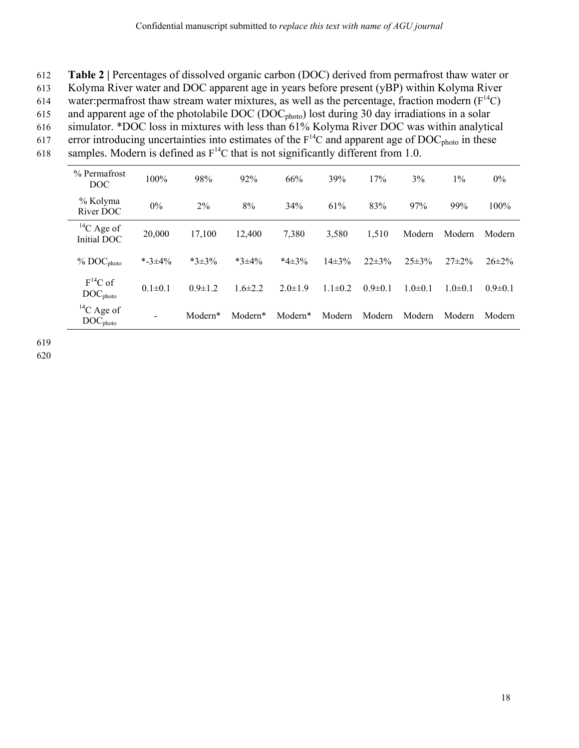**Table 2 |** Percentages of dissolved organic carbon (DOC) derived from permafrost thaw water or Kolyma River water and DOC apparent age in years before present (yBP) within Kolyma River water:permafrost thaw stream water mixtures, as well as the percentage, fraction modern ($F^{14}C$) and apparent age of the photolabile DOC ($DOC_{photo}$) lost during 30 day irradiations in a solar simulator. *DOC loss in mixtures with less than 61% Kolyma River DOC was within analytical error introducing uncertainties into estimates of the $F^{14}C$ and apparent age of $DOC_{photo}$ in these samples. Modern is defined as $F^{14}C$ that is not significantly different from 1.0.

| % Permafrost DOC | 100% | 98% | 92% | 66% | 39% | 17% | 3% | 1% | 0% |
|---|---|---|---|---|---|---|---|---|---|
| % Kolyma River DOC | 0% | 2% | 8% | 34% | 61% | 83% | 97% | 99% | 100% |
| $^{14}C$ Age of Initial DOC | 20,000 | 17,100 | 12,400 | 7,380 | 3,580 | 1,510 | Modern | Modern | Modern |
| % $DOC_{photo}$ | *-3±4% | *3±3% | *3±4% | *4±3% | 14±3% | 22±3% | 25±3% | 27±2% | 26±2% |
| $F^{14}C$ of $DOC_{photo}$ | 0.1±0.1 | 0.9±1.2 | 1.6±2.2 | 2.0±1.9 | 1.1±0.2 | 0.9±0.1 | 1.0±0.1 | 1.0±0.1 | 0.9±0.1 |
| $^{14}C$ Age of $DOC_{photo}$ | - | Modern* | Modern* | Modern* | Modern | Modern | Modern | Modern | Modern |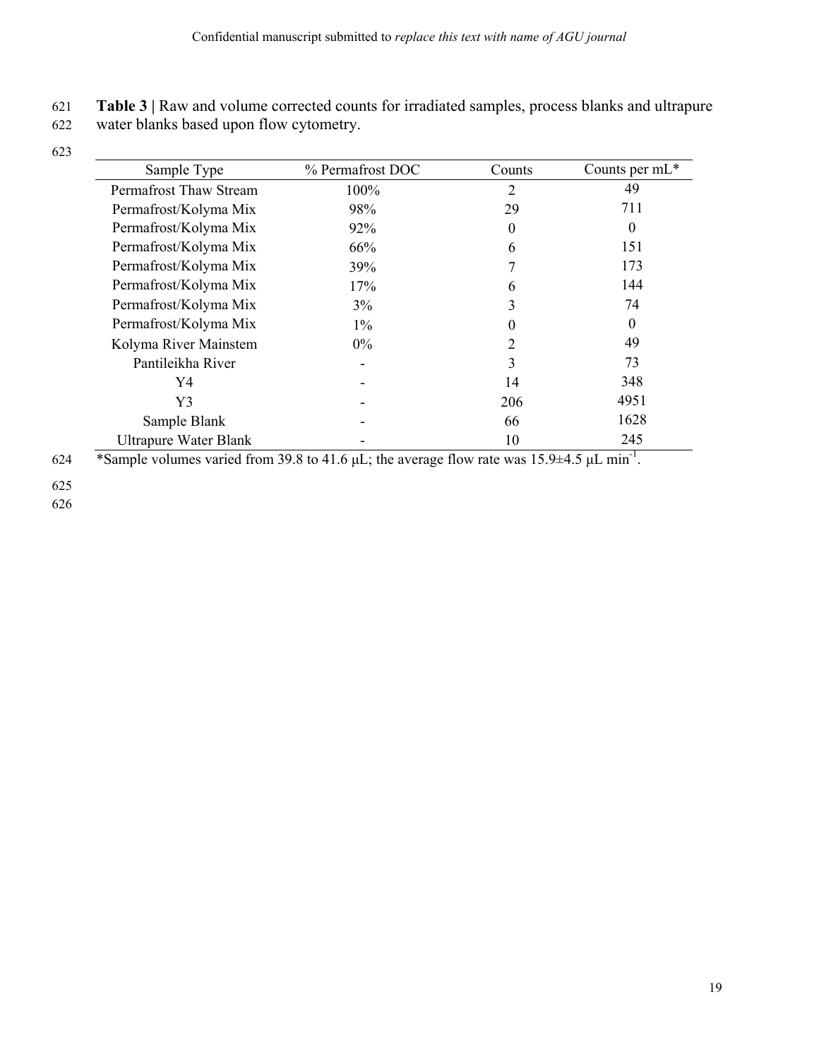**Table 3 |** Raw and volume corrected counts for irradiated samples, process blanks and ultrapure water blanks based upon flow cytometry.

| Sample Type | % Permafrost DOC | Counts | Counts per mL* |
|---|---|---|---|
| Permafrost Thaw Stream | 100% | 2 | 49 |
| Permafrost/Kolyma Mix | 98% | 29 | 711 |
| Permafrost/Kolyma Mix | 92% | 0 | 0 |
| Permafrost/Kolyma Mix | 66% | 6 | 151 |
| Permafrost/Kolyma Mix | 39% | 7 | 173 |
| Permafrost/Kolyma Mix | 17% | 6 | 144 |
| Permafrost/Kolyma Mix | 3% | 3 | 74 |
| Permafrost/Kolyma Mix | 1% | 0 | 0 |
| Kolyma River Mainstem | 0% | 2 | 49 |
| Pantileikha River | - | 3 | 73 |
| Y4 | - | 14 | 348 |
| Y3 | - | 206 | 4951 |
| Sample Blank | - | 66 | 1628 |
| Ultrapure Water Blank | - | 10 | 245 |

*Sample volumes varied from 39.8 to 41.6 µL; the average flow rate was 15.9±4.5 µL $min^{-1}$.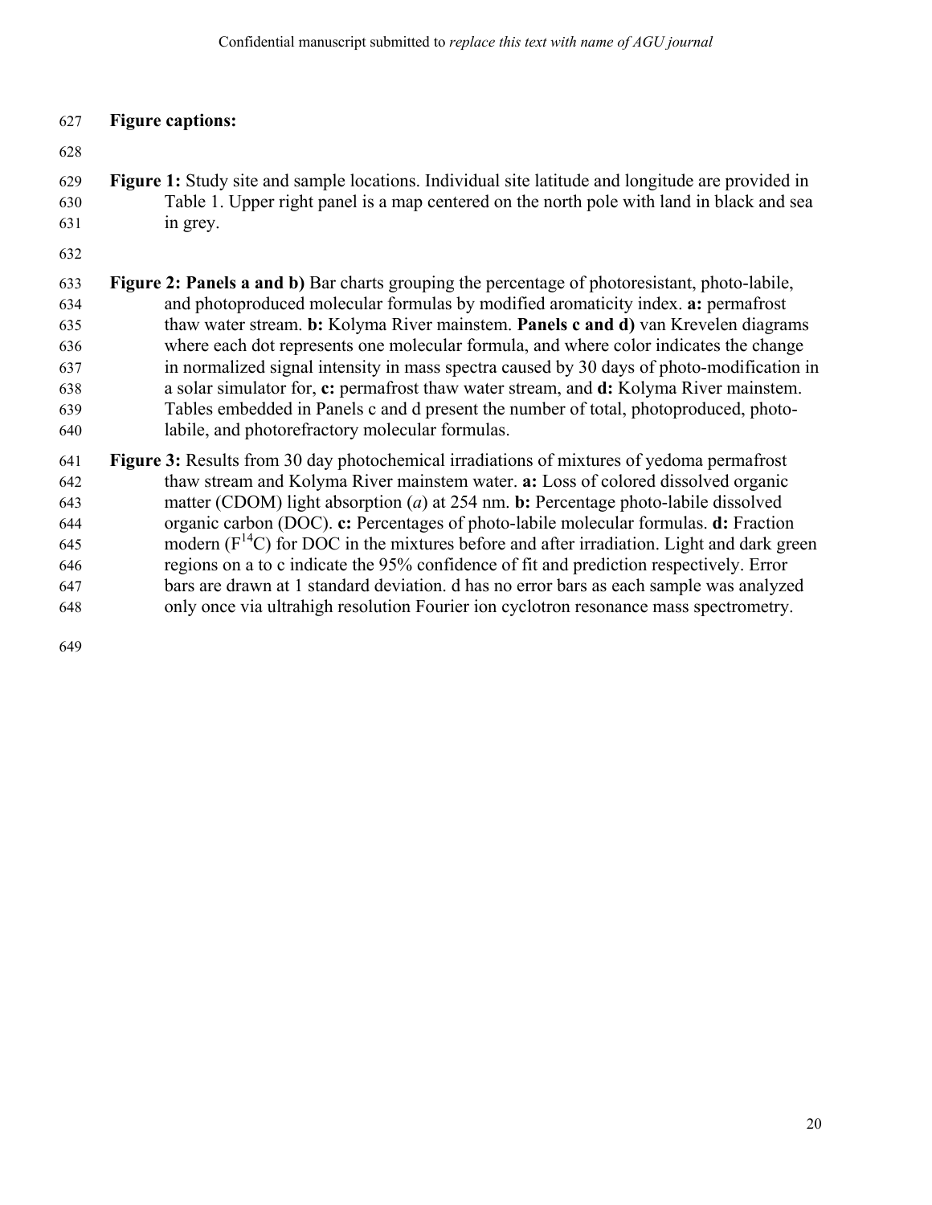**Figure captions:**

**Figure 1:** Study site and sample locations. Individual site latitude and longitude are provided in Table 1. Upper right panel is a map centered on the north pole with land in black and sea in grey.

**Figure 2: Panels a and b)** Bar charts grouping the percentage of photoresistant, photo-labile, and photoproduced molecular formulas by modified aromaticity index. **a:** permafrost thaw water stream. **b:** Kolyma River mainstem. **Panels c and d)** van Krevelen diagrams where each dot represents one molecular formula, and where color indicates the change in normalized signal intensity in mass spectra caused by 30 days of photo-modification in a solar simulator for, **c:** permafrost thaw water stream, and **d:** Kolyma River mainstem. Tables embedded in Panels c and d present the number of total, photoproduced, photo-labile, and photorefractory molecular formulas.

**Figure 3:** Results from 30 day photochemical irradiations of mixtures of yedoma permafrost thaw stream and Kolyma River mainstem water. **a:** Loss of colored dissolved organic matter (CDOM) light absorption (*a*) at 254 nm. **b:** Percentage photo-labile dissolved organic carbon (DOC). **c:** Percentages of photo-labile molecular formulas. **d:** Fraction modern ($F^{14}C$) for DOC in the mixtures before and after irradiation. Light and dark green regions on a to c indicate the 95% confidence of fit and prediction respectively. Error bars are drawn at 1 standard deviation. d has no error bars as each sample was analyzed only once via ultrahigh resolution Fourier ion cyclotron resonance mass spectrometry.